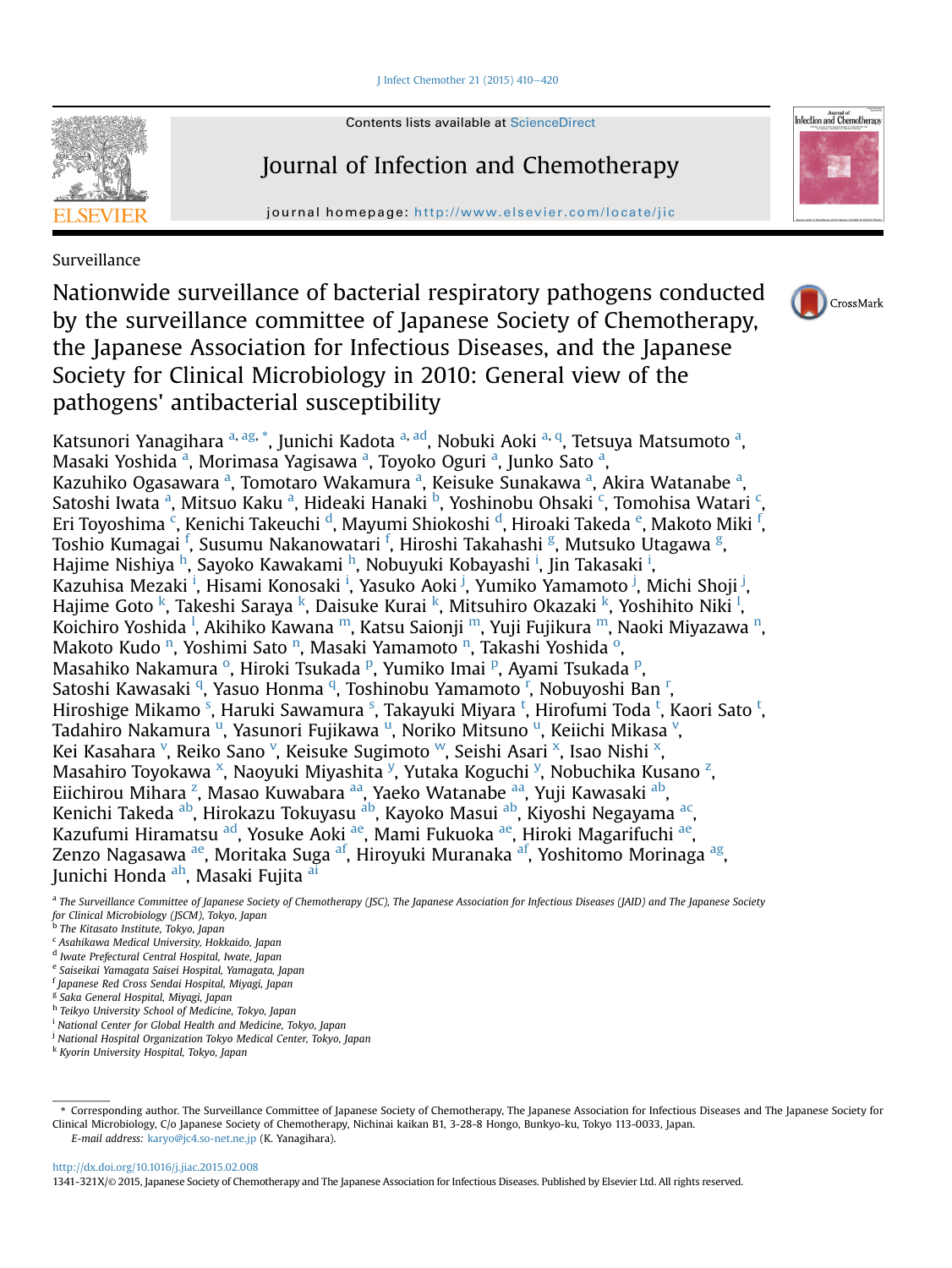Surveillance

# Nationwide surveillance of bacterial respiratory pathogens conducted by the surveillance committee of Japanese Society of Chemotherapy, the Japanese Association for Infectious Diseases, and the Japanese Society for Clinical Microbiology in 2010: General view of the pathogens' antibacterial susceptibility

Katsunori Yanagihara [a, ag, *], Junichi Kadota [a, ad], Nobuki Aoki [a, q], Tetsuya Matsumoto [a], Masaki Yoshida [a], Morimasa Yagisawa [a], Toyoko Oguri [a], Junko Sato [a], Kazuhiko Ogasawara [a], Tomotaro Wakamura [a], Keisuke Sunakawa [a], Akira Watanabe [a], Satoshi Iwata [a], Mitsuo Kaku [a], Hideaki Hanaki [b], Yoshinobu Ohsaki [c], Tomohisa Watari [c], Eri Toyoshima [c], Kenichi Takeuchi [d], Mayumi Shiokoshi [d], Hiroaki Takeda [e], Makoto Miki [f], Toshio Kumagai [f], Susumu Nakanowatari [f], Hiroshi Takahashi [g], Mutsuko Utagawa [g], Hajime Nishiya [h], Sayoko Kawakami [h], Nobuyuki Kobayashi [i], Jin Takasaki [i], Kazuhisa Mezaki [i], Hisami Konosaki [i], Yasuko Aoki [j], Yumiko Yamamoto [j], Michi Shoji [j], Hajime Goto [k], Takeshi Saraya [k], Daisuke Kurai [k], Mitsuhiro Okazaki [k], Yoshihito Niki [l], Koichiro Yoshida [l], Akihiko Kawana [m], Katsu Saionji [m], Yuji Fujikura [m], Naoki Miyazawa [n], Makoto Kudo [n], Yoshimi Sato [n], Masaki Yamamoto [n], Takashi Yoshida [o], Masahiko Nakamura [o], Hiroki Tsukada [p], Yumiko Imai [p], Ayami Tsukada [p], Satoshi Kawasaki [q], Yasuo Honma [q], Toshinobu Yamamoto [r], Nobuyoshi Ban [r], Hiroshige Mikamo [s], Haruki Sawamura [s], Takayuki Miyara [t], Hirofumi Toda [t], Kaori Sato [t], Tadahiro Nakamura [u], Yasunori Fujikawa [u], Noriko Mitsuno [u], Keiichi Mikasa [v], Kei Kasahara [v], Reiko Sano [v], Keisuke Sugimoto [w], Seishi Asari [x], Isao Nishi [x], Masahiro Toyokawa [x], Naoyuki Miyashita [y], Yutaka Koguchi [y], Nobuchika Kusano [z], Eiichirou Mihara [z], Masao Kuwabara [aa], Yaeko Watanabe [aa], Yuji Kawasaki [ab], Kenichi Takeda [ab], Hirokazu Tokuyasu [ab], Kayoko Masui [ab], Kiyoshi Negayama [ac], Kazufumi Hiramatsu [ad], Yosuke Aoki [ae], Mami Fukuoka [ae], Hiroki Magarifuchi [ae], Zenzo Nagasawa [ae], Moritaka Suga [af], Hiroyuki Muranaka [af], Yoshitomo Morinaga [ag], Junichi Honda [ah], Masaki Fujita [ai]

[a] The Surveillance Committee of Japanese Society of Chemotherapy (JSC), The Japanese Association for Infectious Diseases (JAID) and The Japanese Society for Clinical Microbiology (JSCM), Tokyo, Japan
[b] The Kitasato Institute, Tokyo, Japan
[c] Asahikawa Medical University, Hokkaido, Japan
[d] Iwate Prefectural Central Hospital, Iwate, Japan
[e] Saiseikai Yamagata Saisei Hospital, Yamagata, Japan
[f] Japanese Red Cross Sendai Hospital, Miyagi, Japan
[g] Saka General Hospital, Miyagi, Japan
[h] Teikyo University School of Medicine, Tokyo, Japan
[i] National Center for Global Health and Medicine, Tokyo, Japan
[j] National Hospital Organization Tokyo Medical Center, Tokyo, Japan
[k] Kyorin University Hospital, Tokyo, Japan

\* Corresponding author. The Surveillance Committee of Japanese Society of Chemotherapy, The Japanese Association for Infectious Diseases and The Japanese Society for Clinical Microbiology, C/o Japanese Society of Chemotherapy, Nichinai kaikan B1, 3-28-8 Hongo, Bunkyo-ku, Tokyo 113-0033, Japan.
E-mail address: karyo@jc4.so-net.ne.jp (K. Yanagihara).

http://dx.doi.org/10.1016/j.jiac.2015.02.008
1341-321X/© 2015, Japanese Society of Chemotherapy and The Japanese Association for Infectious Diseases. Published by Elsevier Ltd. All rights reserved.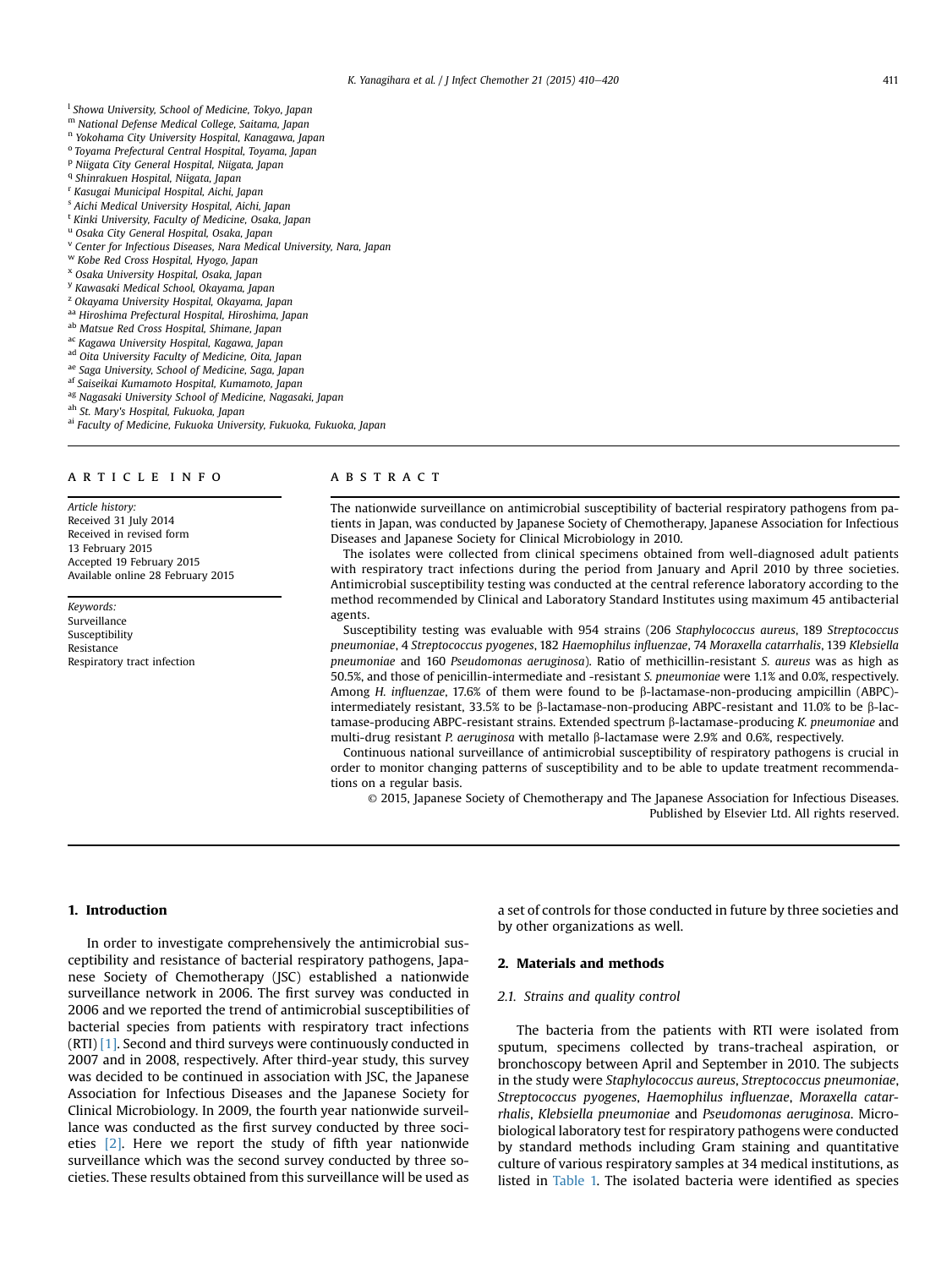[l] Showa University, School of Medicine, Tokyo, Japan
[m] National Defense Medical College, Saitama, Japan
[n] Yokohama City University Hospital, Kanagawa, Japan
[o] Toyama Prefectural Central Hospital, Toyama, Japan
[p] Niigata City General Hospital, Niigata, Japan
[q] Shinrakuen Hospital, Niigata, Japan
[r] Kasugai Municipal Hospital, Aichi, Japan
[s] Aichi Medical University Hospital, Aichi, Japan
[t] Kinki University, Faculty of Medicine, Osaka, Japan
[u] Osaka City General Hospital, Osaka, Japan
[v] Center for Infectious Diseases, Nara Medical University, Nara, Japan
[w] Kobe Red Cross Hospital, Hyogo, Japan
[x] Osaka University Hospital, Osaka, Japan
[y] Kawasaki Medical School, Okayama, Japan
[z] Okayama University Hospital, Okayama, Japan
[aa] Hiroshima Prefectural Hospital, Hiroshima, Japan
[ab] Matsue Red Cross Hospital, Shimane, Japan
[ac] Kagawa University Hospital, Kagawa, Japan
[ad] Oita University Faculty of Medicine, Oita, Japan
[ae] Saga University, School of Medicine, Saga, Japan
[af] Saiseikai Kumamoto Hospital, Kumamoto, Japan
[ag] Nagasaki University School of Medicine, Nagasaki, Japan
[ah] St. Mary's Hospital, Fukuoka, Japan
[ai] Faculty of Medicine, Fukuoka University, Fukuoka, Fukuoka, Japan

## ARTICLE INFO

*Article history:*
Received 31 July 2014
Received in revised form
13 February 2015
Accepted 19 February 2015
Available online 28 February 2015

*Keywords:*
Surveillance
Susceptibility
Resistance
Respiratory tract infection

## ABSTRACT

The nationwide surveillance on antimicrobial susceptibility of bacterial respiratory pathogens from patients in Japan, was conducted by Japanese Society of Chemotherapy, Japanese Association for Infectious Diseases and Japanese Society for Clinical Microbiology in 2010.

The isolates were collected from clinical specimens obtained from well-diagnosed adult patients with respiratory tract infections during the period from January and April 2010 by three societies. Antimicrobial susceptibility testing was conducted at the central reference laboratory according to the method recommended by Clinical and Laboratory Standard Institutes using maximum 45 antibacterial agents.

Susceptibility testing was evaluable with 954 strains (206 *Staphylococcus aureus*, 189 *Streptococcus pneumoniae*, 4 *Streptococcus pyogenes*, 182 *Haemophilus influenzae*, 74 *Moraxella catarrhalis*, 139 *Klebsiella pneumoniae* and 160 *Pseudomonas aeruginosa*). Ratio of methicillin-resistant *S. aureus* was as high as 50.5%, and those of penicillin-intermediate and -resistant *S. pneumoniae* were 1.1% and 0.0%, respectively. Among *H. influenzae*, 17.6% of them were found to be β-lactamase-non-producing ampicillin (ABPC)-intermediately resistant, 33.5% to be β-lactamase-non-producing ABPC-resistant and 11.0% to be β-lactamase-producing ABPC-resistant strains. Extended spectrum β-lactamase-producing *K. pneumoniae* and multi-drug resistant *P. aeruginosa* with metallo β-lactamase were 2.9% and 0.6%, respectively.

Continuous national surveillance of antimicrobial susceptibility of respiratory pathogens is crucial in order to monitor changing patterns of susceptibility and to be able to update treatment recommendations on a regular basis.

© 2015, Japanese Society of Chemotherapy and The Japanese Association for Infectious Diseases. Published by Elsevier Ltd. All rights reserved.

## 1. Introduction

In order to investigate comprehensively the antimicrobial susceptibility and resistance of bacterial respiratory pathogens, Japanese Society of Chemotherapy (JSC) established a nationwide surveillance network in 2006. The first survey was conducted in 2006 and we reported the trend of antimicrobial susceptibilities of bacterial species from patients with respiratory tract infections (RTI) [1]. Second and third surveys were continuously conducted in 2007 and in 2008, respectively. After third-year study, this survey was decided to be continued in association with JSC, the Japanese Association for Infectious Diseases and the Japanese Society for Clinical Microbiology. In 2009, the fourth year nationwide surveillance was conducted as the first survey conducted by three societies [2]. Here we report the study of fifth year nationwide surveillance which was the second survey conducted by three societies. These results obtained from this surveillance will be used as a set of controls for those conducted in future by three societies and by other organizations as well.

## 2. Materials and methods

### 2.1. Strains and quality control

The bacteria from the patients with RTI were isolated from sputum, specimens collected by trans-tracheal aspiration, or bronchoscopy between April and September in 2010. The subjects in the study were *Staphylococcus aureus*, *Streptococcus pneumoniae*, *Streptococcus pyogenes*, *Haemophilus influenzae*, *Moraxella catarrhalis*, *Klebsiella pneumoniae* and *Pseudomonas aeruginosa*. Microbiological laboratory test for respiratory pathogens were conducted by standard methods including Gram staining and quantitative culture of various respiratory samples at 34 medical institutions, as listed in Table 1. The isolated bacteria were identified as species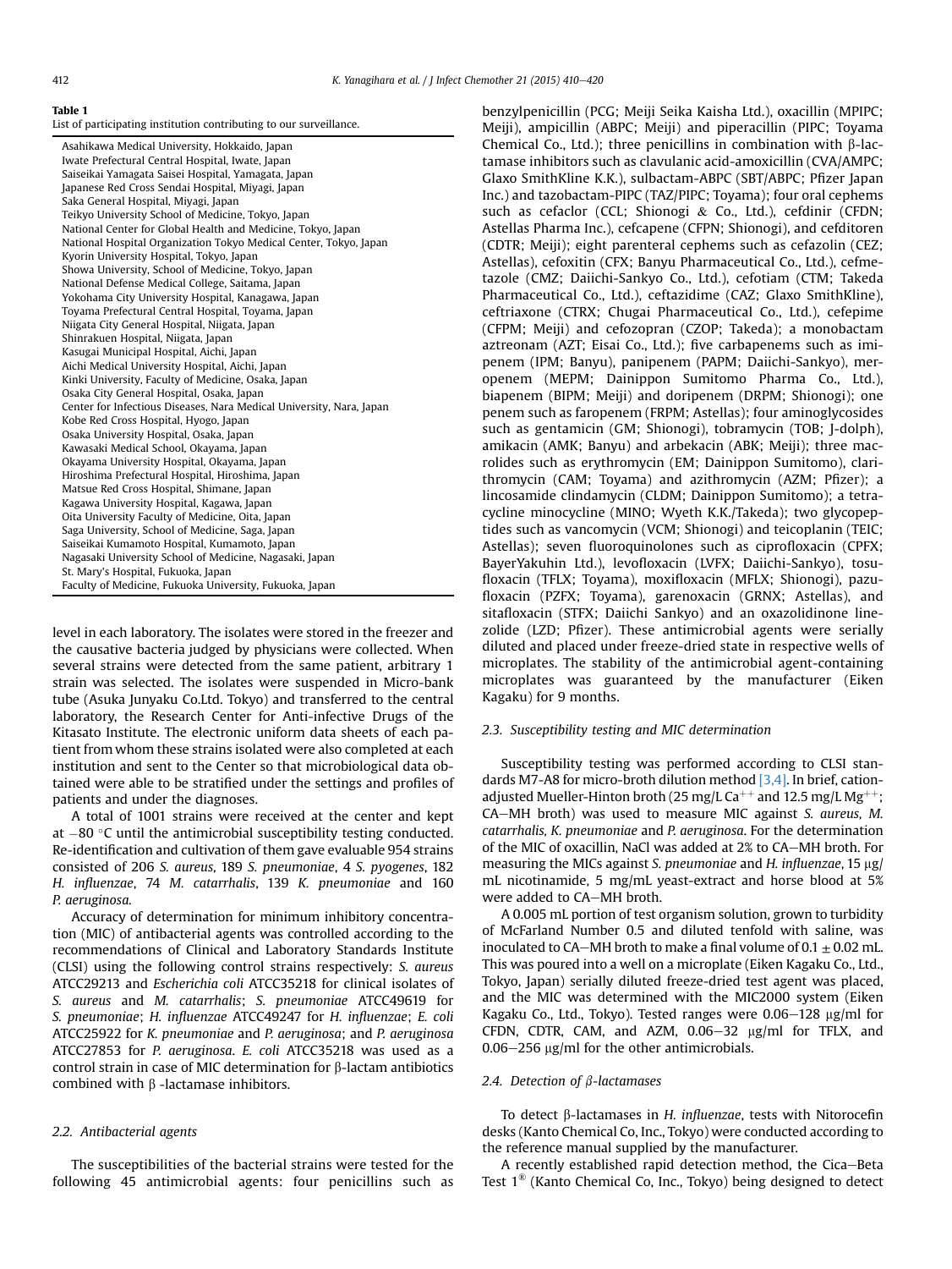**Table 1**
List of participating institution contributing to our surveillance.

| |
|---|
| Asahikawa Medical University, Hokkaido, Japan |
| Iwate Prefectural Central Hospital, Iwate, Japan |
| Saiseikai Yamagata Saisei Hospital, Yamagata, Japan |
| Japanese Red Cross Sendai Hospital, Miyagi, Japan |
| Saka General Hospital, Miyagi, Japan |
| Teikyo University School of Medicine, Tokyo, Japan |
| National Center for Global Health and Medicine, Tokyo, Japan |
| National Hospital Organization Tokyo Medical Center, Tokyo, Japan |
| Kyorin University Hospital, Tokyo, Japan |
| Showa University, School of Medicine, Tokyo, Japan |
| National Defense Medical College, Saitama, Japan |
| Yokohama City University Hospital, Kanagawa, Japan |
| Toyama Prefectural Central Hospital, Toyama, Japan |
| Niigata City General Hospital, Niigata, Japan |
| Shinrakuen Hospital, Niigata, Japan |
| Kasugai Municipal Hospital, Aichi, Japan |
| Aichi Medical University Hospital, Aichi, Japan |
| Kinki University, Faculty of Medicine, Osaka, Japan |
| Osaka City General Hospital, Osaka, Japan |
| Center for Infectious Diseases, Nara Medical University, Nara, Japan |
| Kobe Red Cross Hospital, Hyogo, Japan |
| Osaka University Hospital, Osaka, Japan |
| Kawasaki Medical School, Okayama, Japan |
| Okayama University Hospital, Okayama, Japan |
| Hiroshima Prefectural Hospital, Hiroshima, Japan |
| Matsue Red Cross Hospital, Shimane, Japan |
| Kagawa University Hospital, Kagawa, Japan |
| Oita University Faculty of Medicine, Oita, Japan |
| Saga University, School of Medicine, Saga, Japan |
| Saiseikai Kumamoto Hospital, Kumamoto, Japan |
| Nagasaki University School of Medicine, Nagasaki, Japan |
| St. Mary's Hospital, Fukuoka, Japan |
| Faculty of Medicine, Fukuoka University, Fukuoka, Japan |

level in each laboratory. The isolates were stored in the freezer and the causative bacteria judged by physicians were collected. When several strains were detected from the same patient, arbitrary 1 strain was selected. The isolates were suspended in Micro-bank tube (Asuka Junyaku Co.Ltd. Tokyo) and transferred to the central laboratory, the Research Center for Anti-infective Drugs of the Kitasato Institute. The electronic uniform data sheets of each patient from whom these strains isolated were also completed at each institution and sent to the Center so that microbiological data obtained were able to be stratified under the settings and profiles of patients and under the diagnoses.

A total of 1001 strains were received at the center and kept at −80 °C until the antimicrobial susceptibility testing conducted. Re-identification and cultivation of them gave evaluable 954 strains consisted of 206 *S. aureus*, 189 *S. pneumoniae*, 4 *S. pyogenes*, 182 *H. influenzae*, 74 *M. catarrhalis*, 139 *K. pneumoniae* and 160 *P. aeruginosa*.

Accuracy of determination for minimum inhibitory concentration (MIC) of antibacterial agents was controlled according to the recommendations of Clinical and Laboratory Standards Institute (CLSI) using the following control strains respectively: *S. aureus* ATCC29213 and *Escherichia coli* ATCC35218 for clinical isolates of *S. aureus* and *M. catarrhalis*; *S. pneumoniae* ATCC49619 for *S. pneumoniae*; *H. influenzae* ATCC49247 for *H. influenzae*; *E. coli* ATCC25922 for *K. pneumoniae* and *P. aeruginosa*; and *P. aeruginosa* ATCC27853 for *P. aeruginosa*. *E. coli* ATCC35218 was used as a control strain in case of MIC determination for β-lactam antibiotics combined with β -lactamase inhibitors.

### 2.2. Antibacterial agents

The susceptibilities of the bacterial strains were tested for the following 45 antimicrobial agents: four penicillins such as benzylpenicillin (PCG; Meiji Seika Kaisha Ltd.), oxacillin (MPIPC; Meiji), ampicillin (ABPC; Meiji) and piperacillin (PIPC; Toyama Chemical Co., Ltd.); three penicillins in combination with β-lactamase inhibitors such as clavulanic acid-amoxicillin (CVA/AMPC; Glaxo SmithKline K.K.), sulbactam-ABPC (SBT/ABPC; Pfizer Japan Inc.) and tazobactam-PIPC (TAZ/PIPC; Toyama); four oral cephems such as cefaclor (CCL; Shionogi & Co., Ltd.), cefdinir (CFDN; Astellas Pharma Inc.), cefcapene (CFPN; Shionogi), and cefditoren (CDTR; Meiji); eight parenteral cephems such as cefazolin (CEZ; Astellas), cefoxitin (CFX; Banyu Pharmaceutical Co., Ltd.), cefmetazole (CMZ; Daiichi-Sankyo Co., Ltd.), cefotiam (CTM; Takeda Pharmaceutical Co., Ltd.), ceftazidime (CAZ; Glaxo SmithKline), ceftriaxone (CTRX; Chugai Pharmaceutical Co., Ltd.), cefepime (CFPM; Meiji) and cefozopran (CZOP; Takeda); a monobactam aztreonam (AZT; Eisai Co., Ltd.); five carbapenems such as imipenem (IPM; Banyu), panipenem (PAPM; Daiichi-Sankyo), meropenem (MEPM; Dainippon Sumitomo Pharma Co., Ltd.), biapenem (BIPM; Meiji) and doripenem (DRPM; Shionogi); one penem such as faropenem (FRPM; Astellas); four aminoglycosides such as gentamicin (GM; Shionogi), tobramycin (TOB; J-dolph), amikacin (AMK; Banyu) and arbekacin (ABK; Meiji); three macrolides such as erythromycin (EM; Dainippon Sumitomo), clarithromycin (CAM; Toyama) and azithromycin (AZM; Pfizer); a lincosamide clindamycin (CLDM; Dainippon Sumitomo); a tetracycline minocycline (MINO; Wyeth K.K./Takeda); two glycopeptides such as vancomycin (VCM; Shionogi) and teicoplanin (TEIC; Astellas); seven fluoroquinolones such as ciprofloxacin (CPFX; BayerYakuhin Ltd.), levofloxacin (LVFX; Daiichi-Sankyo), tosufloxacin (TFLX; Toyama), moxifloxacin (MFLX; Shionogi), pazufloxacin (PZFX; Toyama), garenoxacin (GRNX; Astellas), and sitafloxacin (STFX; Daiichi Sankyo) and an oxazolidinone linezolide (LZD; Pfizer). These antimicrobial agents were serially diluted and placed under freeze-dried state in respective wells of microplates. The stability of the antimicrobial agent-containing microplates was guaranteed by the manufacturer (Eiken Kagaku) for 9 months.

### 2.3. Susceptibility testing and MIC determination

Susceptibility testing was performed according to CLSI standards M7-A8 for micro-broth dilution method [3,4]. In brief, cation-adjusted Mueller-Hinton broth (25 mg/L $Ca^{++}$ and 12.5 mg/L $Mg^{++}$; CA−MH broth) was used to measure MIC against *S. aureus, M. catarrhalis, K. pneumoniae* and *P. aeruginosa*. For the determination of the MIC of oxacillin, NaCl was added at 2% to CA−MH broth. For measuring the MICs against *S. pneumoniae* and *H. influenzae*, 15 μg/mL nicotinamide, 5 mg/mL yeast-extract and horse blood at 5% were added to CA−MH broth.

A 0.005 mL portion of test organism solution, grown to turbidity of McFarland Number 0.5 and diluted tenfold with saline, was inoculated to CA−MH broth to make a final volume of 0.1 ± 0.02 mL. This was poured into a well on a microplate (Eiken Kagaku Co., Ltd., Tokyo, Japan) serially diluted freeze-dried test agent was placed, and the MIC was determined with the MIC2000 system (Eiken Kagaku Co., Ltd., Tokyo). Tested ranges were 0.06−128 μg/ml for CFDN, CDTR, CAM, and AZM, 0.06−32 μg/ml for TFLX, and 0.06−256 μg/ml for the other antimicrobials.

### 2.4. Detection of β-lactamases

To detect β-lactamases in *H. influenzae*, tests with Nitorocefin desks (Kanto Chemical Co, Inc., Tokyo) were conducted according to the reference manual supplied by the manufacturer.

A recently established rapid detection method, the Cica−Beta Test 1® (Kanto Chemical Co, Inc., Tokyo) being designed to detect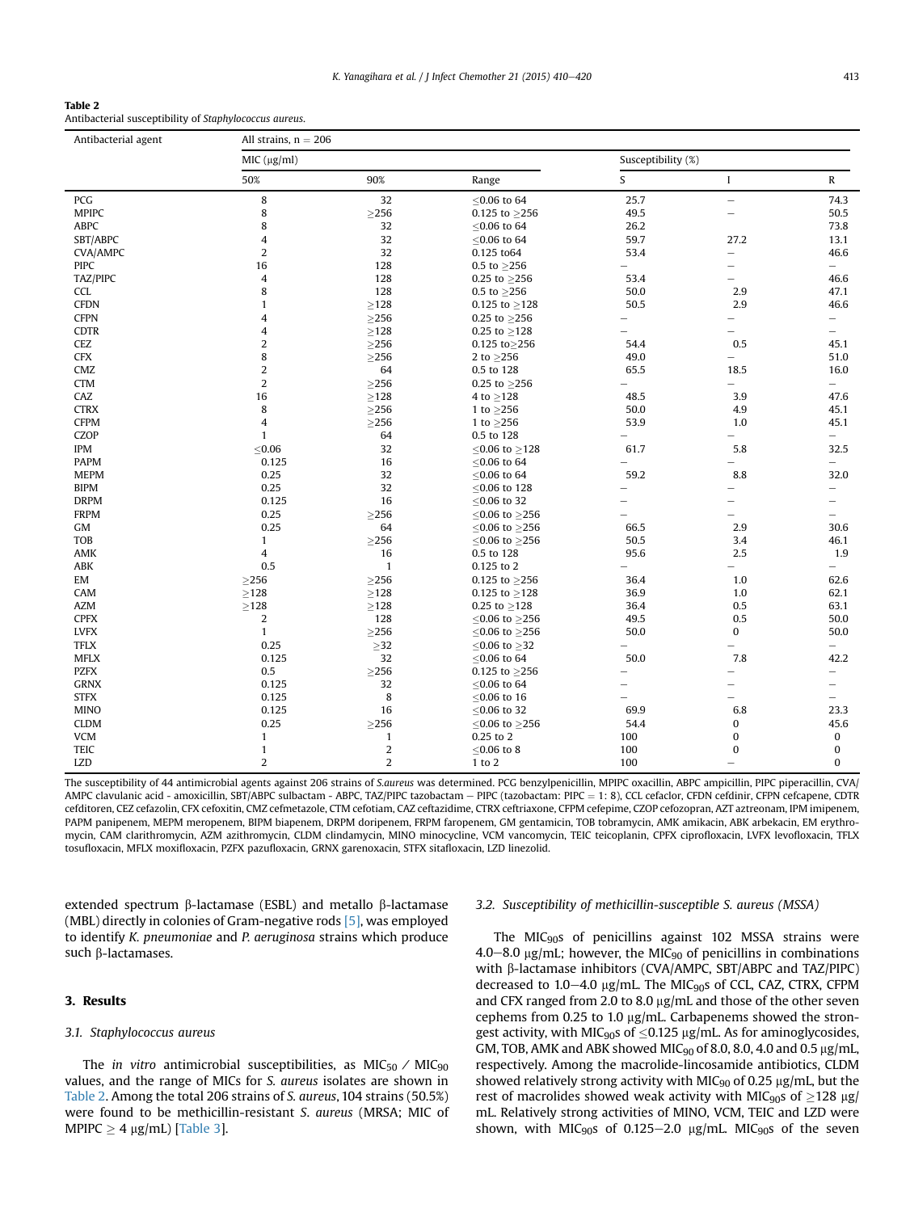**Table 2**
Antibacterial susceptibility of *Staphylococcus aureus*.

| Antibacterial agent | All strains, n = 206 | | | | | |
|---|---|---|---|---|---|---|
| | MIC (μg/ml) | | | Susceptibility (%) | | |
| | 50% | 90% | Range | S | I | R |
| PCG | 8 | 32 | ≤0.06 to 64 | 25.7 | – | 74.3 |
| MPIPC | 8 | ≥256 | 0.125 to ≥256 | 49.5 | – | 50.5 |
| ABPC | 8 | 32 | ≤0.06 to 64 | 26.2 | | 73.8 |
| SBT/ABPC | 4 | 32 | ≤0.06 to 64 | 59.7 | 27.2 | 13.1 |
| CVA/AMPC | 2 | 32 | 0.125 to64 | 53.4 | – | 46.6 |
| PIPC | 16 | 128 | 0.5 to ≥256 | – | – | – |
| TAZ/PIPC | 4 | 128 | 0.25 to ≥256 | 53.4 | – | 46.6 |
| CCL | 8 | 128 | 0.5 to ≥256 | 50.0 | 2.9 | 47.1 |
| CFDN | 1 | ≥128 | 0.125 to ≥128 | 50.5 | 2.9 | 46.6 |
| CFPN | 4 | ≥256 | 0.25 to ≥256 | – | – | – |
| CDTR | 4 | ≥128 | 0.25 to ≥128 | – | – | – |
| CEZ | 2 | ≥256 | 0.125 to≥256 | 54.4 | 0.5 | 45.1 |
| CFX | 8 | ≥256 | 2 to ≥256 | 49.0 | – | 51.0 |
| CMZ | 2 | 64 | 0.5 to 128 | 65.5 | 18.5 | 16.0 |
| CTM | 2 | ≥256 | 0.25 to ≥256 | – | – | – |
| CAZ | 16 | ≥128 | 4 to ≥128 | 48.5 | 3.9 | 47.6 |
| CTRX | 8 | ≥256 | 1 to ≥256 | 50.0 | 4.9 | 45.1 |
| CFPM | 4 | ≥256 | 1 to ≥256 | 53.9 | 1.0 | 45.1 |
| CZOP | 1 | 64 | 0.5 to 128 | – | – | – |
| IPM | ≤0.06 | 32 | ≤0.06 to ≥128 | 61.7 | 5.8 | 32.5 |
| PAPM | 0.125 | 16 | ≤0.06 to 64 | – | – | – |
| MEPM | 0.25 | 32 | ≤0.06 to 64 | 59.2 | 8.8 | 32.0 |
| BIPM | 0.25 | 32 | ≤0.06 to 128 | – | – | – |
| DRPM | 0.125 | 16 | ≤0.06 to 32 | – | – | – |
| FRPM | 0.25 | ≥256 | ≤0.06 to ≥256 | – | – | – |
| GM | 0.25 | 64 | ≤0.06 to ≥256 | 66.5 | 2.9 | 30.6 |
| TOB | 1 | ≥256 | ≤0.06 to ≥256 | 50.5 | 3.4 | 46.1 |
| AMK | 4 | 16 | 0.5 to 128 | 95.6 | 2.5 | 1.9 |
| ABK | 0.5 | 1 | 0.125 to 2 | – | – | – |
| EM | ≥256 | ≥256 | 0.125 to ≥256 | 36.4 | 1.0 | 62.6 |
| CAM | ≥128 | ≥128 | 0.125 to ≥128 | 36.9 | 1.0 | 62.1 |
| AZM | ≥128 | ≥128 | 0.25 to ≥128 | 36.4 | 0.5 | 63.1 |
| CPFX | 2 | 128 | ≤0.06 to ≥256 | 49.5 | 0.5 | 50.0 |
| LVFX | 1 | ≥256 | ≤0.06 to ≥256 | 50.0 | 0 | 50.0 |
| TFLX | 0.25 | ≥32 | ≤0.06 to ≥32 | – | – | – |
| MFLX | 0.125 | 32 | ≤0.06 to 64 | 50.0 | 7.8 | 42.2 |
| PZFX | 0.5 | ≥256 | 0.125 to ≥256 | – | – | – |
| GRNX | 0.125 | 32 | ≤0.06 to 64 | – | – | – |
| STFX | 0.125 | 8 | ≤0.06 to 16 | – | – | – |
| MINO | 0.125 | 16 | ≤0.06 to 32 | 69.9 | 6.8 | 23.3 |
| CLDM | 0.25 | ≥256 | ≤0.06 to ≥256 | 54.4 | 0 | 45.6 |
| VCM | 1 | 1 | 0.25 to 2 | 100 | 0 | 0 |
| TEIC | 1 | 2 | ≤0.06 to 8 | 100 | 0 | 0 |
| LZD | 2 | 2 | 1 to 2 | 100 | – | 0 |

The susceptibility of 44 antimicrobial agents against 206 strains of *S.aureus* was determined. PCG benzylpenicillin, MPIPC oxacillin, ABPC ampicillin, PIPC piperacillin, CVA/AMPC clavulanic acid - amoxicillin, SBT/ABPC sulbactam - ABPC, TAZ/PIPC tazobactam – PIPC (tazobactam: PIPC = 1: 8), CCL cefaclor, CFDN cefdinir, CFPN cefcapene, CDTR cefditoren, CEZ cefazolin, CFX cefoxitin, CMZ cefmetazole, CTM cefotiam, CAZ ceftazidime, CTRX ceftriaxone, CFPM cefepime, CZOP cefozopran, AZT aztreonam, IPM imipenem, PAPM panipenem, MEPM meropenem, BIPM biapenem, DRPM doripenem, FRPM faropenem, GM gentamicin, TOB tobramycin, AMK amikacin, ABK arbekacin, EM erythromycin, CAM clarithromycin, AZM azithromycin, CLDM clindamycin, MINO minocycline, VCM vancomycin, TEIC teicoplanin, CPFX ciprofloxacin, LVFX levofloxacin, TFLX tosufloxacin, MFLX moxifloxacin, PZFX pazufloxacin, GRNX garenoxacin, STFX sitafloxacin, LZD linezolid.

extended spectrum β-lactamase (ESBL) and metallo β-lactamase (MBL) directly in colonies of Gram-negative rods [5], was employed to identify *K. pneumoniae* and *P. aeruginosa* strains which produce such β-lactamases.

## 3. Results

### 3.1. Staphylococcus aureus

The *in vitro* antimicrobial susceptibilities, as $MIC_{50}$ / $MIC_{90}$ values, and the range of MICs for *S. aureus* isolates are shown in Table 2. Among the total 206 strains of *S. aureus*, 104 strains (50.5%) were found to be methicillin-resistant *S. aureus* (MRSA; MIC of MPIPC ≥ 4 μg/mL) [Table 3].

### 3.2. Susceptibility of methicillin-susceptible S. aureus (MSSA)

The $MIC_{90}$s of penicillins against 102 MSSA strains were 4.0–8.0 μg/mL; however, the $MIC_{90}$ of penicillins in combinations with β-lactamase inhibitors (CVA/AMPC, SBT/ABPC and TAZ/PIPC) decreased to 1.0–4.0 μg/mL. The $MIC_{90}$s of CCL, CAZ, CTRX, CFPM and CFX ranged from 2.0 to 8.0 μg/mL and those of the other seven cephems from 0.25 to 1.0 μg/mL. Carbapenems showed the strongest activity, with $MIC_{90}$s of ≤0.125 μg/mL. As for aminoglycosides, GM, TOB, AMK and ABK showed $MIC_{90}$ of 8.0, 8.0, 4.0 and 0.5 μg/mL, respectively. Among the macrolide-lincosamide antibiotics, CLDM showed relatively strong activity with $MIC_{90}$ of 0.25 μg/mL, but the rest of macrolides showed weak activity with $MIC_{90}$s of ≥128 μg/mL. Relatively strong activities of MINO, VCM, TEIC and LZD were shown, with $MIC_{90}$s of 0.125–2.0 μg/mL. $MIC_{90}$s of the seven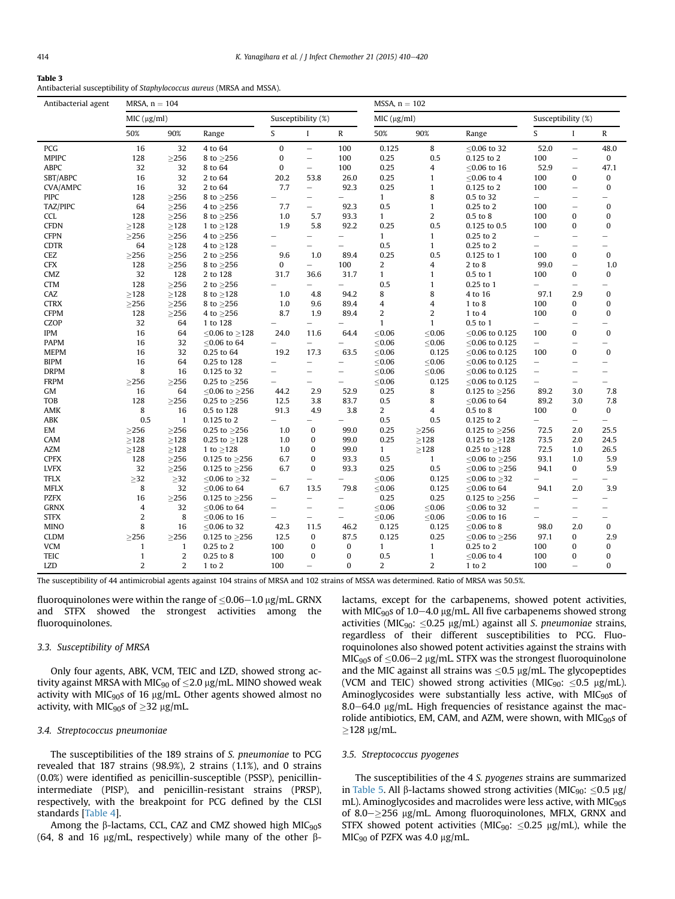**Table 3**
Antibacterial susceptibility of *Staphylococcus aureus* (MRSA and MSSA).

| Antibacterial agent | MRSA, n = 104 | | | | | | MSSA, n = 102 | | | | | |
|---|---|---|---|---|---|---|---|---|---|---|---|---|
| | MIC (μg/ml) | | | Susceptibility (%) | | | MIC (μg/ml) | | | Susceptibility (%) | | |
| | 50% | 90% | Range | S | I | R | 50% | 90% | Range | S | I | R |
| PCG | 16 | 32 | 4 to 64 | 0 | – | 100 | 0.125 | 8 | ≤0.06 to 32 | 52.0 | – | 48.0 |
| MPIPC | 128 | ≥256 | 8 to ≥256 | 0 | – | 100 | 0.25 | 0.5 | 0.125 to 2 | 100 | – | 0 |
| ABPC | 32 | 32 | 8 to 64 | 0 | – | 100 | 0.25 | 4 | ≤0.06 to 16 | 52.9 | – | 47.1 |
| SBT/ABPC | 16 | 32 | 2 to 64 | 20.2 | 53.8 | 26.0 | 0.25 | 1 | ≤0.06 to 4 | 100 | 0 | 0 |
| CVA/AMPC | 16 | 32 | 2 to 64 | 7.7 | – | 92.3 | 0.25 | 1 | 0.125 to 2 | 100 | – | 0 |
| PIPC | 128 | ≥256 | 8 to ≥256 | – | – | – | 1 | 8 | 0.5 to 32 | – | – | – |
| TAZ/PIPC | 64 | ≥256 | 4 to ≥256 | 7.7 | – | 92.3 | 0.5 | 1 | 0.25 to 2 | 100 | – | 0 |
| CCL | 128 | ≥256 | 8 to ≥256 | 1.0 | 5.7 | 93.3 | 1 | 2 | 0.5 to 8 | 100 | 0 | 0 |
| CFDN | ≥128 | ≥128 | 1 to ≥128 | 1.9 | 5.8 | 92.2 | 0.25 | 0.5 | 0.125 to 0.5 | 100 | 0 | 0 |
| CFPN | ≥256 | ≥256 | 4 to ≥256 | – | – | – | 1 | 1 | 0.25 to 2 | – | – | – |
| CDTR | 64 | ≥128 | 4 to ≥128 | – | – | – | 0.5 | 1 | 0.25 to 2 | – | – | – |
| CEZ | ≥256 | ≥256 | 2 to ≥256 | 9.6 | 1.0 | 89.4 | 0.25 | 0.5 | 0.125 to 1 | 100 | 0 | 0 |
| CFX | 128 | ≥256 | 8 to ≥256 | 0 | – | 100 | 2 | 4 | 2 to 8 | 99.0 | – | 1.0 |
| CMZ | 32 | 128 | 2 to 128 | 31.7 | 36.6 | 31.7 | 1 | 1 | 0.5 to 1 | 100 | 0 | 0 |
| CTM | 128 | ≥256 | 2 to ≥256 | – | – | – | 0.5 | 1 | 0.25 to 1 | – | – | – |
| CAZ | ≥128 | ≥128 | 8 to ≥128 | 1.0 | 4.8 | 94.2 | 8 | 8 | 4 to 16 | 97.1 | 2.9 | 0 |
| CTRX | ≥256 | ≥256 | 8 to ≥256 | 1.0 | 9.6 | 89.4 | 4 | 4 | 1 to 8 | 100 | 0 | 0 |
| CFPM | 128 | ≥256 | 4 to ≥256 | 8.7 | 1.9 | 89.4 | 2 | 2 | 1 to 4 | 100 | 0 | 0 |
| CZOP | 32 | 64 | 1 to 128 | – | – | – | 1 | 1 | 0.5 to 1 | – | – | – |
| IPM | 16 | 64 | ≤0.06 to ≥128 | 24.0 | 11.6 | 64.4 | ≤0.06 | ≤0.06 | ≤0.06 to 0.125 | 100 | 0 | 0 |
| PAPM | 16 | 32 | ≤0.06 to 64 | – | – | – | ≤0.06 | ≤0.06 | ≤0.06 to 0.125 | – | – | – |
| MEPM | 16 | 32 | 0.25 to 64 | 19.2 | 17.3 | 63.5 | ≤0.06 | 0.125 | ≤0.06 to 0.125 | 100 | 0 | 0 |
| BIPM | 16 | 64 | 0.25 to 128 | – | – | – | ≤0.06 | ≤0.06 | ≤0.06 to 0.125 | – | – | – |
| DRPM | 8 | 16 | 0.125 to 32 | – | – | – | ≤0.06 | ≤0.06 | ≤0.06 to 0.125 | – | – | – |
| FRPM | ≥256 | ≥256 | 0.25 to ≥256 | – | – | – | ≤0.06 | 0.125 | ≤0.06 to 0.125 | – | – | – |
| GM | 16 | 64 | ≤0.06 to ≥256 | 44.2 | 2.9 | 52.9 | 0.25 | 8 | 0.125 to ≥256 | 89.2 | 3.0 | 7.8 |
| TOB | 128 | ≥256 | 0.25 to ≥256 | 12.5 | 3.8 | 83.7 | 0.5 | 8 | ≤0.06 to 64 | 89.2 | 3.0 | 7.8 |
| AMK | 8 | 16 | 0.5 to 128 | 91.3 | 4.9 | 3.8 | 2 | 4 | 0.5 to 8 | 100 | 0 | 0 |
| ABK | 0.5 | 1 | 0.125 to 2 | – | – | – | 0.5 | 0.5 | 0.125 to 2 | – | – | – |
| EM | ≥256 | ≥256 | 0.25 to ≥256 | 1.0 | 0 | 99.0 | 0.25 | ≥256 | 0.125 to ≥256 | 72.5 | 2.0 | 25.5 |
| CAM | ≥128 | ≥128 | 0.25 to ≥128 | 1.0 | 0 | 99.0 | 0.25 | ≥128 | 0.125 to ≥128 | 73.5 | 2.0 | 24.5 |
| AZM | ≥128 | ≥128 | 1 to ≥128 | 1.0 | 0 | 99.0 | 1 | ≥128 | 0.25 to ≥128 | 72.5 | 1.0 | 26.5 |
| CPFX | 128 | ≥256 | 0.125 to ≥256 | 6.7 | 0 | 93.3 | 0.5 | 1 | ≤0.06 to ≥256 | 93.1 | 1.0 | 5.9 |
| LVFX | 32 | ≥256 | 0.125 to ≥256 | 6.7 | 0 | 93.3 | 0.25 | 0.5 | ≤0.06 to ≥256 | 94.1 | 0 | 5.9 |
| TFLX | ≥32 | ≥32 | ≤0.06 to ≥32 | – | – | – | ≤0.06 | 0.125 | ≤0.06 to ≥32 | – | – | – |
| MFLX | 8 | 32 | ≤0.06 to 64 | 6.7 | 13.5 | 79.8 | ≤0.06 | 0.125 | ≤0.06 to 64 | 94.1 | 2.0 | 3.9 |
| PZFX | 16 | ≥256 | 0.125 to ≥256 | – | – | – | 0.25 | 0.25 | 0.125 to ≥256 | – | – | – |
| GRNX | 4 | 32 | ≤0.06 to 64 | – | – | – | ≤0.06 | ≤0.06 | ≤0.06 to 32 | – | – | – |
| STFX | 2 | 8 | ≤0.06 to 16 | – | – | – | ≤0.06 | ≤0.06 | ≤0.06 to 16 | – | – | – |
| MINO | 8 | 16 | ≤0.06 to 32 | 42.3 | 11.5 | 46.2 | 0.125 | 0.125 | ≤0.06 to 8 | 98.0 | 2.0 | 0 |
| CLDM | ≥256 | ≥256 | 0.125 to ≥256 | 12.5 | 0 | 87.5 | 0.125 | 0.25 | ≤0.06 to ≥256 | 97.1 | 0 | 2.9 |
| VCM | 1 | 1 | 0.25 to 2 | 100 | 0 | 0 | 1 | 1 | 0.25 to 2 | 100 | 0 | 0 |
| TEIC | 1 | 2 | 0.25 to 8 | 100 | 0 | 0 | 0.5 | 1 | ≤0.06 to 4 | 100 | 0 | 0 |
| LZD | 2 | 2 | 1 to 2 | 100 | – | 0 | 2 | 2 | 1 to 2 | 100 | – | 0 |

The susceptibility of 44 antimicrobial agents against 104 strains of MRSA and 102 strains of MSSA was determined. Ratio of MRSA was 50.5%.

fluoroquinolones were within the range of ≤0.06–1.0 μg/mL. GRNX and STFX showed the strongest activities among the fluoroquinolones.

### 3.3. Susceptibility of MRSA

Only four agents, ABK, VCM, TEIC and LZD, showed strong activity against MRSA with $MIC_{90}$ of ≤2.0 μg/mL. MINO showed weak activity with $MIC_{90}$s of 16 μg/mL. Other agents showed almost no activity, with $MIC_{90}$s of ≥32 μg/mL.

### 3.4. *Streptococcus pneumoniae*

The susceptibilities of the 189 strains of *S. pneumoniae* to PCG revealed that 187 strains (98.9%), 2 strains (1.1%), and 0 strains (0.0%) were identified as penicillin-susceptible (PSSP), penicillin-intermediate (PISP), and penicillin-resistant strains (PRSP), respectively, with the breakpoint for PCG defined by the CLSI standards [Table 4].

Among the β-lactams, CCL, CAZ and CMZ showed high $MIC_{90}$s (64, 8 and 16 μg/mL, respectively) while many of the other β-lactams, except for the carbapenems, showed potent activities, with $MIC_{90}$s of 1.0–4.0 μg/mL. All five carbapenems showed strong activities ($MIC_{90}$: ≤0.25 μg/mL) against all *S. pneumoniae* strains, regardless of their different susceptibilities to PCG. Fluoroquinolones also showed potent activities against the strains with $MIC_{90}$s of ≤0.06–2 μg/mL. STFX was the strongest fluoroquinolone and the MIC against all strains was ≤0.5 μg/mL. The glycopeptides (VCM and TEIC) showed strong activities ($MIC_{90}$: ≤0.5 μg/mL). Aminoglycosides were substantially less active, with $MIC_{90}$s of 8.0–64.0 μg/mL. High frequencies of resistance against the macrolide antibiotics, EM, CAM, and AZM, were shown, with $MIC_{90}$s of ≥128 μg/mL.

### 3.5. *Streptococcus pyogenes*

The susceptibilities of the 4 *S. pyogenes* strains are summarized in Table 5. All β-lactams showed strong activities ($MIC_{90}$: ≤0.5 μg/mL). Aminoglycosides and macrolides were less active, with $MIC_{90}$s of 8.0–≥256 μg/mL. Among fluoroquinolones, MFLX, GRNX and STFX showed potent activities ($MIC_{90}$: ≤0.25 μg/mL), while the $MIC_{90}$ of PZFX was 4.0 μg/mL.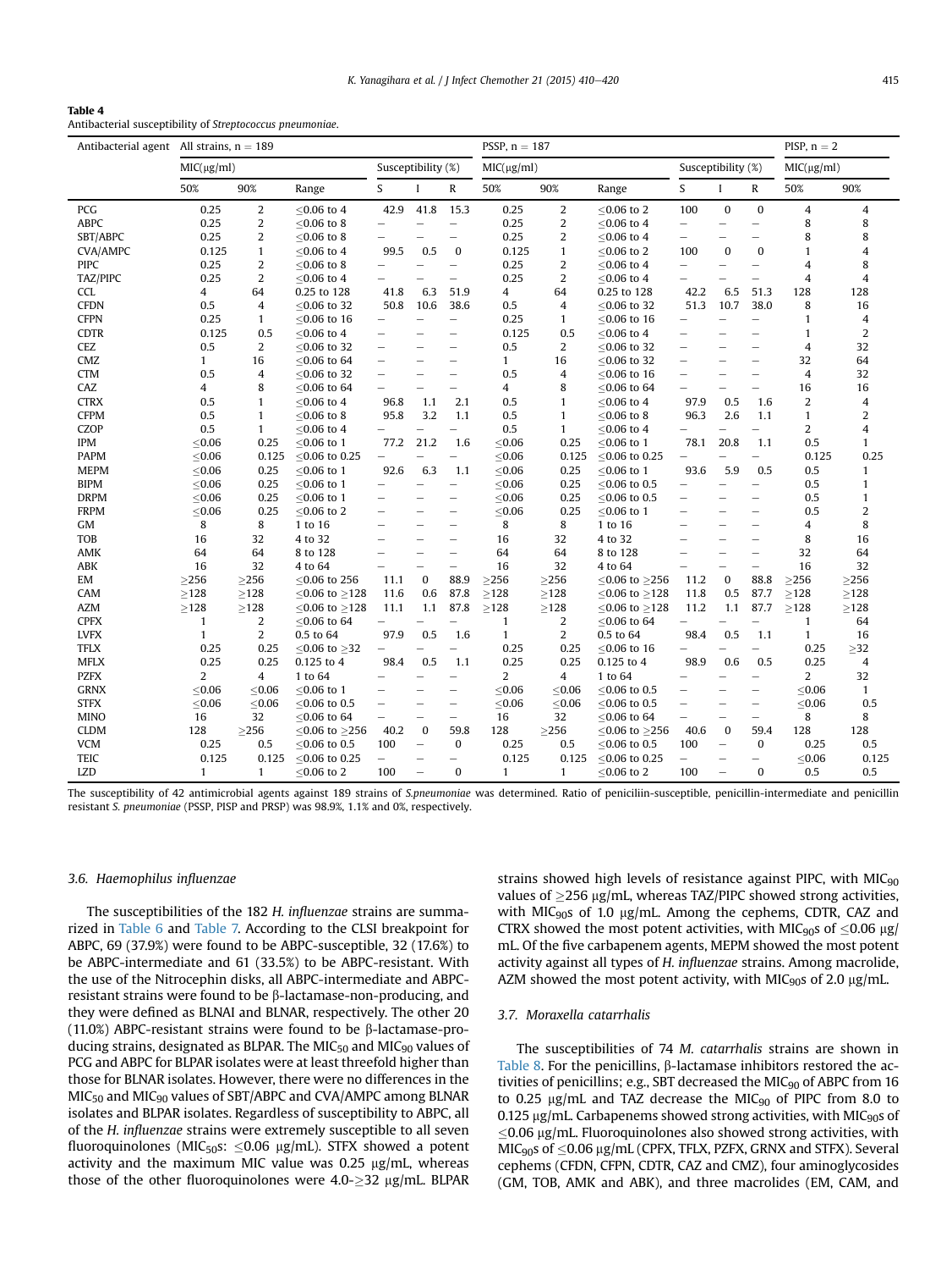**Table 4**
Antibacterial susceptibility of *Streptococcus pneumoniae*.

| Antibacterial agent | All strains, n = 189 | | | | | | PSSP, n = 187 | | | | | | PISP, n = 2 | |
|---|---|---|---|---|---|---|---|---|---|---|---|---|---|---|
| | MIC(μg/ml) | | | Susceptibility (%) | | | MIC(μg/ml) | | | Susceptibility (%) | | | MIC(μg/ml) | |
| | 50% | 90% | Range | S | I | R | 50% | 90% | Range | S | I | R | 50% | 90% |
| PCG | 0.25 | 2 | ≤0.06 to 4 | 42.9 | 41.8 | 15.3 | 0.25 | 2 | ≤0.06 to 2 | 100 | 0 | 0 | 4 | 4 |
| ABPC | 0.25 | 2 | ≤0.06 to 8 | – | – | – | 0.25 | 2 | ≤0.06 to 4 | – | – | – | 8 | 8 |
| SBT/ABPC | 0.25 | 2 | ≤0.06 to 8 | – | – | – | 0.25 | 2 | ≤0.06 to 4 | – | – | – | 8 | 8 |
| CVA/AMPC | 0.125 | 1 | ≤0.06 to 4 | 99.5 | 0.5 | 0 | 0.125 | 1 | ≤0.06 to 2 | 100 | 0 | 0 | 1 | 4 |
| PIPC | 0.25 | 2 | ≤0.06 to 8 | – | – | – | 0.25 | 2 | ≤0.06 to 4 | – | – | – | 4 | 8 |
| TAZ/PIPC | 0.25 | 2 | ≤0.06 to 4 | – | – | – | 0.25 | 2 | ≤0.06 to 4 | – | – | – | 4 | 4 |
| CCL | 4 | 64 | 0.25 to 128 | 41.8 | 6.3 | 51.9 | 4 | 64 | 0.25 to 128 | 42.2 | 6.5 | 51.3 | 128 | 128 |
| CFDN | 0.5 | 4 | ≤0.06 to 32 | 50.8 | 10.6 | 38.6 | 0.5 | 4 | ≤0.06 to 32 | 51.3 | 10.7 | 38.0 | 8 | 16 |
| CFPN | 0.25 | 1 | ≤0.06 to 16 | – | – | – | 0.25 | 1 | ≤0.06 to 16 | – | – | – | 1 | 4 |
| CDTR | 0.125 | 0.5 | ≤0.06 to 4 | – | – | – | 0.125 | 0.5 | ≤0.06 to 4 | – | – | – | 1 | 2 |
| CEZ | 0.5 | 2 | ≤0.06 to 32 | – | – | – | 0.5 | 2 | ≤0.06 to 32 | – | – | – | 4 | 32 |
| CMZ | 1 | 16 | ≤0.06 to 64 | – | – | – | 1 | 16 | ≤0.06 to 32 | – | – | – | 32 | 64 |
| CTM | 0.5 | 4 | ≤0.06 to 32 | – | – | – | 0.5 | 4 | ≤0.06 to 16 | – | – | – | 4 | 32 |
| CAZ | 4 | 8 | ≤0.06 to 64 | – | – | – | 4 | 8 | ≤0.06 to 64 | – | – | – | 16 | 16 |
| CTRX | 0.5 | 1 | ≤0.06 to 4 | 96.8 | 1.1 | 2.1 | 0.5 | 1 | ≤0.06 to 4 | 97.9 | 0.5 | 1.6 | 2 | 4 |
| CFPM | 0.5 | 1 | ≤0.06 to 8 | 95.8 | 3.2 | 1.1 | 0.5 | 1 | ≤0.06 to 8 | 96.3 | 2.6 | 1.1 | 1 | 2 |
| CZOP | 0.5 | 1 | ≤0.06 to 4 | – | – | – | 0.5 | 1 | ≤0.06 to 4 | – | – | – | 2 | 4 |
| IPM | ≤0.06 | 0.25 | ≤0.06 to 1 | 77.2 | 21.2 | 1.6 | ≤0.06 | 0.25 | ≤0.06 to 1 | 78.1 | 20.8 | 1.1 | 0.5 | 1 |
| PAPM | ≤0.06 | 0.125 | ≤0.06 to 0.25 | – | – | – | ≤0.06 | 0.125 | ≤0.06 to 0.25 | – | – | – | 0.125 | 0.25 |
| MEPM | ≤0.06 | 0.25 | ≤0.06 to 1 | 92.6 | 6.3 | 1.1 | ≤0.06 | 0.25 | ≤0.06 to 1 | 93.6 | 5.9 | 0.5 | 0.5 | 1 |
| BIPM | ≤0.06 | 0.25 | ≤0.06 to 1 | – | – | – | ≤0.06 | 0.25 | ≤0.06 to 0.5 | – | – | – | 0.5 | 1 |
| DRPM | ≤0.06 | 0.25 | ≤0.06 to 1 | – | – | – | ≤0.06 | 0.25 | ≤0.06 to 0.5 | – | – | – | 0.5 | 1 |
| FRPM | ≤0.06 | 0.25 | ≤0.06 to 2 | – | – | – | ≤0.06 | 0.25 | ≤0.06 to 1 | – | – | – | 0.5 | 2 |
| GM | 8 | 8 | 1 to 16 | – | – | – | 8 | 8 | 1 to 16 | – | – | – | 4 | 8 |
| TOB | 16 | 32 | 4 to 32 | – | – | – | 16 | 32 | 4 to 32 | – | – | – | 8 | 16 |
| AMK | 64 | 64 | 8 to 128 | – | – | – | 64 | 64 | 8 to 128 | – | – | – | 32 | 64 |
| ABK | 16 | 32 | 4 to 64 | – | – | – | 16 | 32 | 4 to 64 | – | – | – | 16 | 32 |
| EM | ≥256 | ≥256 | ≤0.06 to 256 | 11.1 | 0 | 88.9 | ≥256 | ≥256 | ≤0.06 to ≥256 | 11.2 | 0 | 88.8 | ≥256 | ≥256 |
| CAM | ≥128 | ≥128 | ≤0.06 to ≥128 | 11.6 | 0.6 | 87.8 | ≥128 | ≥128 | ≤0.06 to ≥128 | 11.8 | 0.5 | 87.7 | ≥128 | ≥128 |
| AZM | ≥128 | ≥128 | ≤0.06 to ≥128 | 11.1 | 1.1 | 87.8 | ≥128 | ≥128 | ≤0.06 to ≥128 | 11.2 | 1.1 | 87.7 | ≥128 | ≥128 |
| CPFX | 1 | 2 | ≤0.06 to 64 | – | – | – | 1 | 2 | ≤0.06 to 64 | – | – | – | 1 | 64 |
| LVFX | 1 | 2 | 0.5 to 64 | 97.9 | 0.5 | 1.6 | 1 | 2 | 0.5 to 64 | 98.4 | 0.5 | 1.1 | 1 | 16 |
| TFLX | 0.25 | 0.25 | ≤0.06 to ≥32 | – | – | – | 0.25 | 0.25 | ≤0.06 to 16 | – | – | – | 0.25 | ≥32 |
| MFLX | 0.25 | 0.25 | 0.125 to 4 | 98.4 | 0.5 | 1.1 | 0.25 | 0.25 | 0.125 to 4 | 98.9 | 0.6 | 0.5 | 0.25 | 4 |
| PZFX | 2 | 4 | 1 to 64 | – | – | – | 2 | 4 | 1 to 64 | – | – | – | 2 | 32 |
| GRNX | ≤0.06 | ≤0.06 | ≤0.06 to 1 | – | – | – | ≤0.06 | ≤0.06 | ≤0.06 to 0.5 | – | – | – | ≤0.06 | 1 |
| STFX | ≤0.06 | ≤0.06 | ≤0.06 to 0.5 | – | – | – | ≤0.06 | ≤0.06 | ≤0.06 to 0.5 | – | – | – | ≤0.06 | 0.5 |
| MINO | 16 | 32 | ≤0.06 to 64 | – | – | – | 16 | 32 | ≤0.06 to 64 | – | – | – | 8 | 8 |
| CLDM | 128 | ≥256 | ≤0.06 to ≥256 | 40.2 | 0 | 59.8 | 128 | ≥256 | ≤0.06 to ≥256 | 40.6 | 0 | 59.4 | 128 | 128 |
| VCM | 0.25 | 0.5 | ≤0.06 to 0.5 | 100 | – | 0 | 0.25 | 0.5 | ≤0.06 to 0.5 | 100 | – | 0 | 0.25 | 0.5 |
| TEIC | 0.125 | 0.125 | ≤0.06 to 0.25 | – | – | – | 0.125 | 0.125 | ≤0.06 to 0.25 | – | – | – | ≤0.06 | 0.125 |
| LZD | 1 | 1 | ≤0.06 to 2 | 100 | – | 0 | 1 | 1 | ≤0.06 to 2 | 100 | – | 0 | 0.5 | 0.5 |

The susceptibility of 42 antimicrobial agents against 189 strains of *S.pneumoniae* was determined. Ratio of peniciliin-susceptible, penicillin-intermediate and penicillin resistant *S. pneumoniae* (PSSP, PISP and PRSP) was 98.9%, 1.1% and 0%, respectively.

### 3.6. *Haemophilus influenzae*

The susceptibilities of the 182 *H. influenzae* strains are summarized in Table 6 and Table 7. According to the CLSI breakpoint for ABPC, 69 (37.9%) were found to be ABPC-susceptible, 32 (17.6%) to be ABPC-intermediate and 61 (33.5%) to be ABPC-resistant. With the use of the Nitrocephin disks, all ABPC-intermediate and ABPC-resistant strains were found to be β-lactamase-non-producing, and they were defined as BLNAI and BLNAR, respectively. The other 20 (11.0%) ABPC-resistant strains were found to be β-lactamase-producing strains, designated as BLPAR. The $MIC_{50}$ and $MIC_{90}$ values of PCG and ABPC for BLPAR isolates were at least threefold higher than those for BLNAR isolates. However, there were no differences in the $MIC_{50}$ and $MIC_{90}$ values of SBT/ABPC and CVA/AMPC among BLNAR isolates and BLPAR isolates. Regardless of susceptibility to ABPC, all of the *H. influenzae* strains were extremely susceptible to all seven fluoroquinolones ($MIC_{50}$s: ≤0.06 μg/mL). STFX showed a potent activity and the maximum MIC value was 0.25 μg/mL, whereas those of the other fluoroquinolones were 4.0-≥32 μg/mL. BLPAR strains showed high levels of resistance against PIPC, with $MIC_{90}$ values of ≥256 μg/mL, whereas TAZ/PIPC showed strong activities, with $MIC_{90}$s of 1.0 μg/mL. Among the cephems, CDTR, CAZ and CTRX showed the most potent activities, with $MIC_{90}$s of ≤0.06 μg/mL. Of the five carbapenem agents, MEPM showed the most potent activity against all types of *H. influenzae* strains. Among macrolide, AZM showed the most potent activity, with $MIC_{90}$s of 2.0 μg/mL.

### 3.7. *Moraxella catarrhalis*

The susceptibilities of 74 *M. catarrhalis* strains are shown in Table 8. For the penicillins, β-lactamase inhibitors restored the activities of penicillins; e.g., SBT decreased the $MIC_{90}$ of ABPC from 16 to 0.25 μg/mL and TAZ decrease the $MIC_{90}$ of PIPC from 8.0 to 0.125 μg/mL. Carbapenems showed strong activities, with $MIC_{90}$s of ≤0.06 μg/mL. Fluoroquinolones also showed strong activities, with $MIC_{90}$s of ≤0.06 μg/mL (CPFX, TFLX, PZFX, GRNX and STFX). Several cephems (CFDN, CFPN, CDTR, CAZ and CMZ), four aminoglycosides (GM, TOB, AMK and ABK), and three macrolides (EM, CAM, and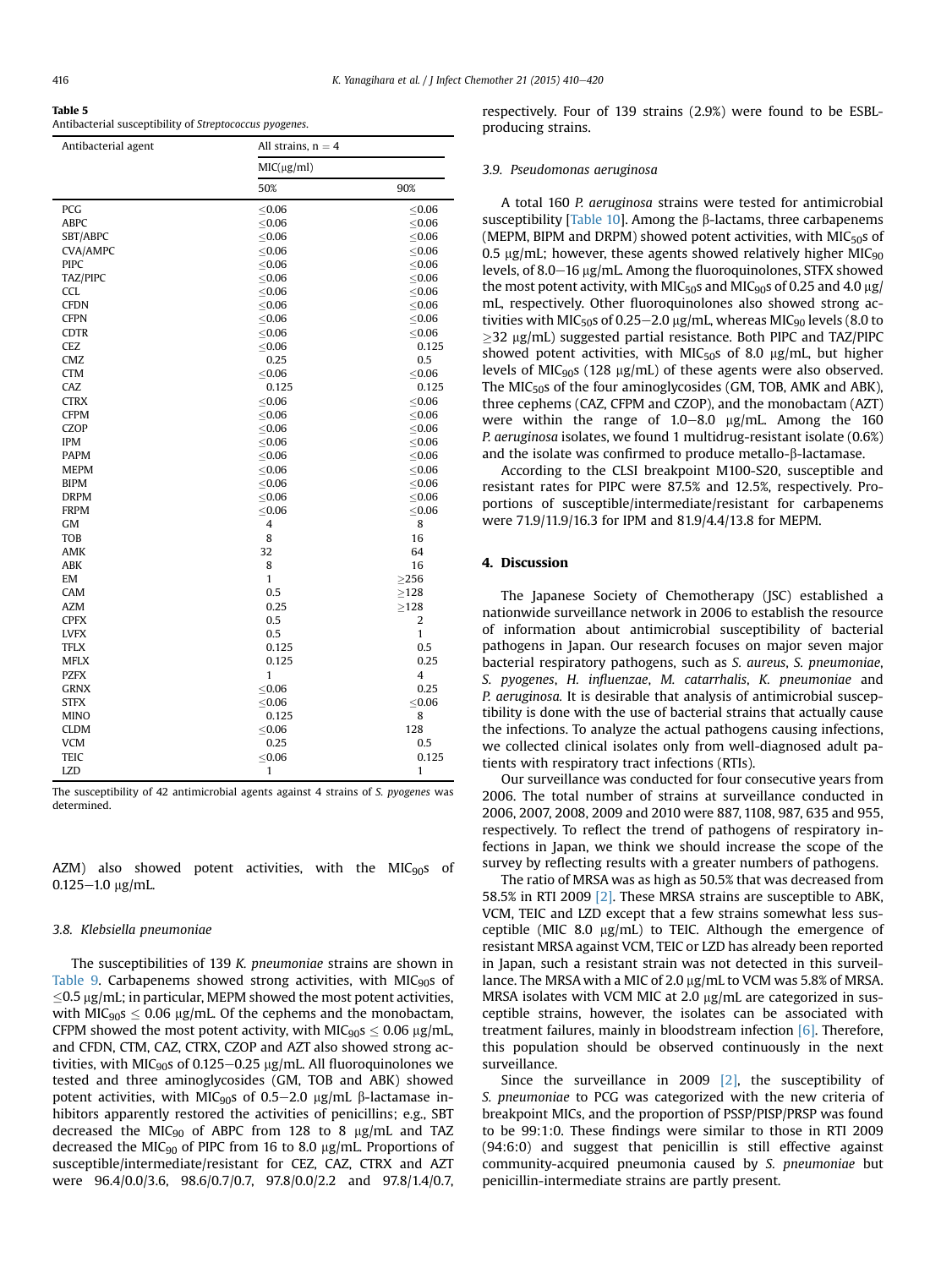**Table 5**
Antibacterial susceptibility of *Streptococcus pyogenes*.

| Antibacterial agent | All strains, n = 4 | |
|---|---|---|
| | MIC(μg/ml) | |
| | 50% | 90% |
| PCG | ≤0.06 | ≤0.06 |
| ABPC | ≤0.06 | ≤0.06 |
| SBT/ABPC | ≤0.06 | ≤0.06 |
| CVA/AMPC | ≤0.06 | ≤0.06 |
| PIPC | ≤0.06 | ≤0.06 |
| TAZ/PIPC | ≤0.06 | ≤0.06 |
| CCL | ≤0.06 | ≤0.06 |
| CFDN | ≤0.06 | ≤0.06 |
| CFPN | ≤0.06 | ≤0.06 |
| CDTR | ≤0.06 | ≤0.06 |
| CEZ | ≤0.06 | 0.125 |
| CMZ | 0.25 | 0.5 |
| CTM | ≤0.06 | ≤0.06 |
| CAZ | 0.125 | 0.125 |
| CTRX | ≤0.06 | ≤0.06 |
| CFPM | ≤0.06 | ≤0.06 |
| CZOP | ≤0.06 | ≤0.06 |
| IPM | ≤0.06 | ≤0.06 |
| PAPM | ≤0.06 | ≤0.06 |
| MEPM | ≤0.06 | ≤0.06 |
| BIPM | ≤0.06 | ≤0.06 |
| DRPM | ≤0.06 | ≤0.06 |
| FRPM | ≤0.06 | ≤0.06 |
| GM | 4 | 8 |
| TOB | 8 | 16 |
| AMK | 32 | 64 |
| ABK | 8 | 16 |
| EM | 1 | ≥256 |
| CAM | 0.5 | ≥128 |
| AZM | 0.25 | ≥128 |
| CPFX | 0.5 | 2 |
| LVFX | 0.5 | 1 |
| TFLX | 0.125 | 0.5 |
| MFLX | 0.125 | 0.25 |
| PZFX | 1 | 4 |
| GRNX | ≤0.06 | 0.25 |
| STFX | ≤0.06 | ≤0.06 |
| MINO | 0.125 | 8 |
| CLDM | ≤0.06 | 128 |
| VCM | 0.25 | 0.5 |
| TEIC | ≤0.06 | 0.125 |
| LZD | 1 | 1 |

The susceptibility of 42 antimicrobial agents against 4 strains of *S. pyogenes* was determined.

AZM) also showed potent activities, with the $MIC_{90}$s of 0.125–1.0 μg/mL.

### 3.8. Klebsiella pneumoniae

The susceptibilities of 139 *K. pneumoniae* strains are shown in Table 9. Carbapenems showed strong activities, with $MIC_{90}$s of ≤0.5 μg/mL; in particular, MEPM showed the most potent activities, with $MIC_{90}$s ≤ 0.06 μg/mL. Of the cephems and the monobactam, CFPM showed the most potent activity, with $MIC_{90}$s ≤ 0.06 μg/mL, and CFDN, CTM, CAZ, CTRX, CZOP and AZT also showed strong activities, with $MIC_{90}$s of 0.125–0.25 μg/mL. All fluoroquinolones we tested and three aminoglycosides (GM, TOB and ABK) showed potent activities, with $MIC_{90}$s of 0.5–2.0 μg/mL. β-lactamase inhibitors apparently restored the activities of penicillins; e.g., SBT decreased the $MIC_{90}$ of ABPC from 128 to 8 μg/mL and TAZ decreased the $MIC_{90}$ of PIPC from 16 to 8.0 μg/mL. Proportions of susceptible/intermediate/resistant for CEZ, CAZ, CTRX and AZT were 96.4/0.0/3.6, 98.6/0.7/0.7, 97.8/0.0/2.2 and 97.8/1.4/0.7, respectively. Four of 139 strains (2.9%) were found to be ESBL-producing strains.

### 3.9. Pseudomonas aeruginosa

A total 160 *P. aeruginosa* strains were tested for antimicrobial susceptibility [Table 10]. Among the β-lactams, three carbapenems (MEPM, BIPM and DRPM) showed potent activities, with $MIC_{50}$s of 0.5 μg/mL; however, these agents showed relatively higher $MIC_{90}$ levels, of 8.0–16 μg/mL. Among the fluoroquinolones, STFX showed the most potent activity, with $MIC_{50}$s and $MIC_{90}$s of 0.25 and 4.0 μg/mL, respectively. Other fluoroquinolones also showed strong activities with $MIC_{50}$s of 0.25–2.0 μg/mL, whereas $MIC_{90}$ levels (8.0 to ≥32 μg/mL) suggested partial resistance. Both PIPC and TAZ/PIPC showed potent activities, with $MIC_{50}$s of 8.0 μg/mL, but higher levels of $MIC_{90}$s (128 μg/mL) of these agents were also observed. The $MIC_{50}$s of the four aminoglycosides (GM, TOB, AMK and ABK), three cephems (CAZ, CFPM and CZOP), and the monobactam (AZT) were within the range of 1.0–8.0 μg/mL. Among the 160 *P. aeruginosa* isolates, we found 1 multidrug-resistant isolate (0.6%) and the isolate was confirmed to produce metallo-β-lactamase.

According to the CLSI breakpoint M100-S20, susceptible and resistant rates for PIPC were 87.5% and 12.5%, respectively. Proportions of susceptible/intermediate/resistant for carbapenems were 71.9/11.9/16.3 for IPM and 81.9/4.4/13.8 for MEPM.

## 4. Discussion

The Japanese Society of Chemotherapy (JSC) established a nationwide surveillance network in 2006 to establish the resource of information about antimicrobial susceptibility of bacterial pathogens in Japan. Our research focuses on major seven major bacterial respiratory pathogens, such as *S. aureus*, *S. pneumoniae*, *S. pyogenes*, *H. influenzae*, *M. catarrhalis*, *K. pneumoniae* and *P. aeruginosa*. It is desirable that analysis of antimicrobial susceptibility is done with the use of bacterial strains that actually cause the infections. To analyze the actual pathogens causing infections, we collected clinical isolates only from well-diagnosed adult patients with respiratory tract infections (RTIs).

Our surveillance was conducted for four consecutive years from 2006. The total number of strains at surveillance conducted in 2006, 2007, 2008, 2009 and 2010 were 887, 1108, 987, 635 and 955, respectively. To reflect the trend of pathogens of respiratory infections in Japan, we think we should increase the scope of the survey by reflecting results with a greater numbers of pathogens.

The ratio of MRSA was as high as 50.5% that was decreased from 58.5% in RTI 2009 [2]. These MRSA strains are susceptible to ABK, VCM, TEIC and LZD except that a few strains somewhat less susceptible (MIC 8.0 μg/mL) to TEIC. Although the emergence of resistant MRSA against VCM, TEIC or LZD has already been reported in Japan, such a resistant strain was not detected in this surveillance. The MRSA with a MIC of 2.0 μg/mL to VCM was 5.8% of MRSA. MRSA isolates with VCM MIC at 2.0 μg/mL are categorized in susceptible strains, however, the isolates can be associated with treatment failures, mainly in bloodstream infection [6]. Therefore, this population should be observed continuously in the next surveillance.

Since the surveillance in 2009 [2], the susceptibility of *S. pneumoniae* to PCG was categorized with the new criteria of breakpoint MICs, and the proportion of PSSP/PISP/PRSP was found to be 99:1:0. These findings were similar to those in RTI 2009 (94:6:0) and suggest that penicillin is still effective against community-acquired pneumonia caused by *S. pneumoniae* but penicillin-intermediate strains are partly present.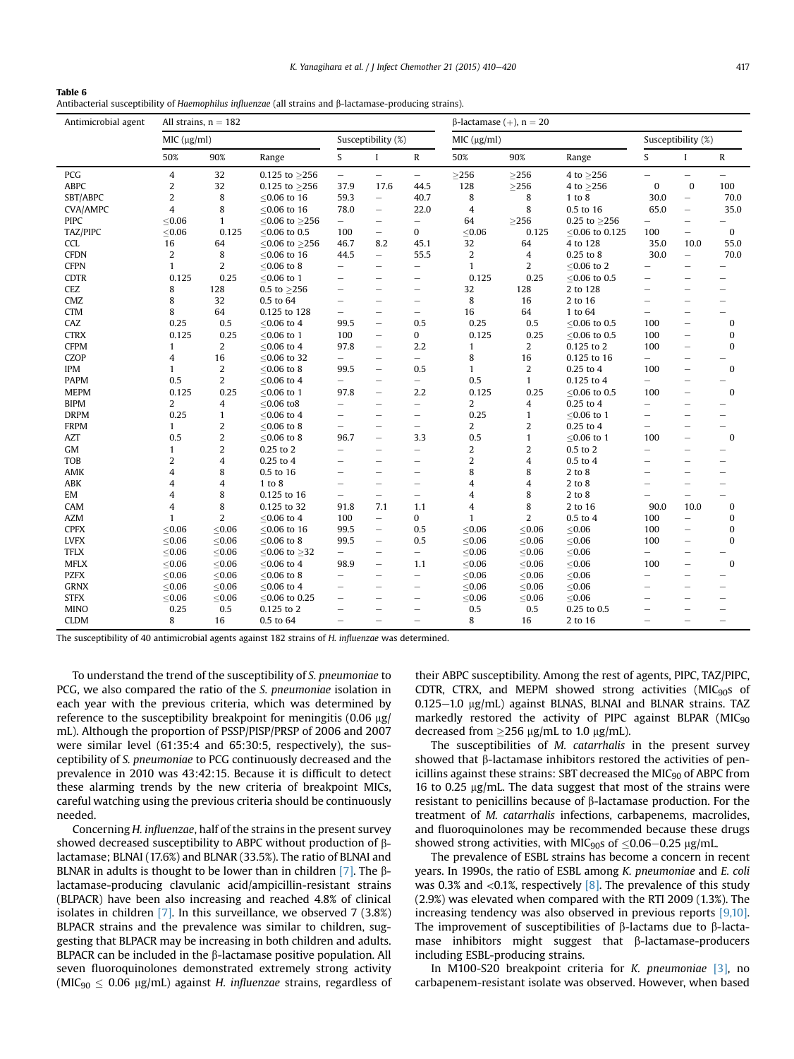**Table 6**
Antibacterial susceptibility of *Haemophilus influenzae* (all strains and β-lactamase-producing strains).

| Antimicrobial agent | All strains, n = 182 | | | | | | β-lactamase (+), n = 20 | | | | | |
|---|---|---|---|---|---|---|---|---|---|---|---|---|
| | MIC (μg/ml) | | | Susceptibility (%) | | | MIC (μg/ml) | | | Susceptibility (%) | | |
| | 50% | 90% | Range | S | I | R | 50% | 90% | Range | S | I | R |
| PCG | 4 | 32 | 0.125 to ≥256 | – | – | – | ≥256 | ≥256 | 4 to ≥256 | – | – | – |
| ABPC | 2 | 32 | 0.125 to ≥256 | 37.9 | 17.6 | 44.5 | 128 | ≥256 | 4 to ≥256 | 0 | 0 | 100 |
| SBT/ABPC | 2 | 8 | ≤0.06 to 16 | 59.3 | – | 40.7 | 8 | 8 | 1 to 8 | 30.0 | – | 70.0 |
| CVA/AMPC | 4 | 8 | ≤0.06 to 16 | 78.0 | – | 22.0 | 4 | 8 | 0.5 to 16 | 65.0 | – | 35.0 |
| PIPC | ≤0.06 | 1 | ≤0.06 to ≥256 | – | – | – | 64 | ≥256 | 0.25 to ≥256 | – | – | – |
| TAZ/PIPC | ≤0.06 | 0.125 | ≤0.06 to 0.5 | 100 | – | 0 | ≤0.06 | 0.125 | ≤0.06 to 0.125 | 100 | – | 0 |
| CCL | 16 | 64 | ≤0.06 to ≥256 | 46.7 | 8.2 | 45.1 | 32 | 64 | 4 to 128 | 35.0 | 10.0 | 55.0 |
| CFDN | 2 | 8 | ≤0.06 to 16 | 44.5 | – | 55.5 | 2 | 4 | 0.25 to 8 | 30.0 | – | 70.0 |
| CFPN | 1 | 2 | ≤0.06 to 8 | – | – | – | 1 | 2 | ≤0.06 to 2 | – | – | – |
| CDTR | 0.125 | 0.25 | ≤0.06 to 1 | – | – | – | 0.125 | 0.25 | ≤0.06 to 0.5 | – | – | – |
| CEZ | 8 | 128 | 0.5 to ≥256 | – | – | – | 32 | 128 | 2 to 128 | – | – | – |
| CMZ | 8 | 32 | 0.5 to 64 | – | – | – | 8 | 16 | 2 to 16 | – | – | – |
| CTM | 8 | 64 | 0.125 to 128 | – | – | – | 16 | 64 | 1 to 64 | – | – | – |
| CAZ | 0.25 | 0.5 | ≤0.06 to 4 | 99.5 | – | 0.5 | 0.25 | 0.5 | ≤0.06 to 0.5 | 100 | – | 0 |
| CTRX | 0.125 | 0.25 | ≤0.06 to 1 | 100 | – | 0 | 0.125 | 0.25 | ≤0.06 to 0.5 | 100 | – | 0 |
| CFPM | 1 | 2 | ≤0.06 to 4 | 97.8 | – | 2.2 | 1 | 2 | 0.125 to 2 | 100 | – | 0 |
| CZOP | 4 | 16 | ≤0.06 to 32 | – | – | – | 8 | 16 | 0.125 to 16 | – | – | – |
| IPM | 1 | 2 | ≤0.06 to 8 | 99.5 | – | 0.5 | 1 | 2 | 0.25 to 4 | 100 | – | 0 |
| PAPM | 0.5 | 2 | ≤0.06 to 4 | – | – | – | 0.5 | 1 | 0.125 to 4 | – | – | – |
| MEPM | 0.125 | 0.25 | ≤0.06 to 1 | 97.8 | – | 2.2 | 0.125 | 0.25 | ≤0.06 to 0.5 | 100 | – | 0 |
| BIPM | 2 | 4 | ≤0.06 to8 | – | – | – | 2 | 4 | 0.25 to 4 | – | – | – |
| DRPM | 0.25 | 1 | ≤0.06 to 4 | – | – | – | 0.25 | 1 | ≤0.06 to 1 | – | – | – |
| FRPM | 1 | 2 | ≤0.06 to 8 | – | – | – | 2 | 2 | 0.25 to 4 | – | – | – |
| AZT | 0.5 | 2 | ≤0.06 to 8 | 96.7 | – | 3.3 | 0.5 | 1 | ≤0.06 to 1 | 100 | – | 0 |
| GM | 1 | 2 | 0.25 to 2 | – | – | – | 2 | 2 | 0.5 to 2 | – | – | – |
| TOB | 2 | 4 | 0.25 to 4 | – | – | – | 2 | 4 | 0.5 to 4 | – | – | – |
| AMK | 4 | 8 | 0.5 to 16 | – | – | – | 8 | 8 | 2 to 8 | – | – | – |
| ABK | 4 | 4 | 1 to 8 | – | – | – | 4 | 4 | 2 to 8 | – | – | – |
| EM | 4 | 8 | 0.125 to 16 | – | – | – | 4 | 8 | 2 to 8 | – | – | – |
| CAM | 4 | 8 | 0.125 to 32 | 91.8 | 7.1 | 1.1 | 4 | 8 | 2 to 16 | 90.0 | 10.0 | 0 |
| AZM | 1 | 2 | ≤0.06 to 4 | 100 | – | 0 | 1 | 2 | 0.5 to 4 | 100 | – | 0 |
| CPFX | ≤0.06 | ≤0.06 | ≤0.06 to 16 | 99.5 | – | 0.5 | ≤0.06 | ≤0.06 | ≤0.06 | 100 | – | 0 |
| LVFX | ≤0.06 | ≤0.06 | ≤0.06 to 8 | 99.5 | – | 0.5 | ≤0.06 | ≤0.06 | ≤0.06 | 100 | – | 0 |
| TFLX | ≤0.06 | ≤0.06 | ≤0.06 to ≥32 | – | – | – | ≤0.06 | ≤0.06 | ≤0.06 | – | – | – |
| MFLX | ≤0.06 | ≤0.06 | ≤0.06 to 4 | 98.9 | – | 1.1 | ≤0.06 | ≤0.06 | ≤0.06 | 100 | – | 0 |
| PZFX | ≤0.06 | ≤0.06 | ≤0.06 to 8 | – | – | – | ≤0.06 | ≤0.06 | ≤0.06 | – | – | – |
| GRNX | ≤0.06 | ≤0.06 | ≤0.06 to 4 | – | – | – | ≤0.06 | ≤0.06 | ≤0.06 | – | – | – |
| STFX | ≤0.06 | ≤0.06 | ≤0.06 to 0.25 | – | – | – | ≤0.06 | ≤0.06 | ≤0.06 | – | – | – |
| MINO | 0.25 | 0.5 | 0.125 to 2 | – | – | – | 0.5 | 0.5 | 0.25 to 0.5 | – | – | – |
| CLDM | 8 | 16 | 0.5 to 64 | – | – | – | 8 | 16 | 2 to 16 | – | – | – |

The susceptibility of 40 antimicrobial agents against 182 strains of *H. influenzae* was determined.

To understand the trend of the susceptibility of *S. pneumoniae* to PCG, we also compared the ratio of the *S. pneumoniae* isolation in each year with the previous criteria, which was determined by reference to the susceptibility breakpoint for meningitis (0.06 μg/mL). Although the proportion of PSSP/PISP/PRSP of 2006 and 2007 were similar level (61:35:4 and 65:30:5, respectively), the susceptibility of *S. pneumoniae* to PCG continuously decreased and the prevalence in 2010 was 43:42:15. Because it is difficult to detect these alarming trends by the new criteria of breakpoint MICs, careful watching using the previous criteria should be continuously needed.

Concerning *H. influenzae*, half of the strains in the present survey showed decreased susceptibility to ABPC without production of β-lactamase; BLNAI (17.6%) and BLNAR (33.5%). The ratio of BLNAI and BLNAR in adults is thought to be lower than in children [7]. The β-lactamase-producing clavulanic acid/ampicillin-resistant strains (BLPACR) have been also increasing and reached 4.8% of clinical isolates in children [7]. In this surveillance, we observed 7 (3.8%) BLPACR strains and the prevalence was similar to children, suggesting that BLPACR may be increasing in both children and adults. BLPACR can be included in the β-lactamase positive population. All seven fluoroquinolones demonstrated extremely strong activity ($MIC_{90} \leq 0.06$ μg/mL) against *H. influenzae* strains, regardless of their ABPC susceptibility. Among the rest of agents, PIPC, TAZ/PIPC, CDTR, CTRX, and MEPM showed strong activities ($MIC_{90}$s of 0.125–1.0 μg/mL) against BLNAS, BLNAI and BLNAR strains. TAZ markedly restored the activity of PIPC against BLPAR ($MIC_{90}$ decreased from ≥256 μg/mL to 1.0 μg/mL).

The susceptibilities of *M. catarrhalis* in the present survey showed that β-lactamase inhibitors restored the activities of penicillins against these strains: SBT decreased the $MIC_{90}$ of ABPC from 16 to 0.25 μg/mL. The data suggest that most of the strains were resistant to penicillins because of β-lactamase production. For the treatment of *M. catarrhalis* infections, carbapenems, macrolides, and fluoroquinolones may be recommended because these drugs showed strong activities, with $MIC_{90}$s of ≤0.06–0.25 μg/mL.

The prevalence of ESBL strains has become a concern in recent years. In 1990s, the ratio of ESBL among *K. pneumoniae* and *E. coli* was 0.3% and <0.1%, respectively [8]. The prevalence of this study (2.9%) was elevated when compared with the RTI 2009 (1.3%). The increasing tendency was also observed in previous reports [9,10]. The improvement of susceptibilities of β-lactams due to β-lactamase inhibitors might suggest that β-lactamase-producers including ESBL-producing strains.

In M100-S20 breakpoint criteria for *K. pneumoniae* [3], no carbapenem-resistant isolate was observed. However, when based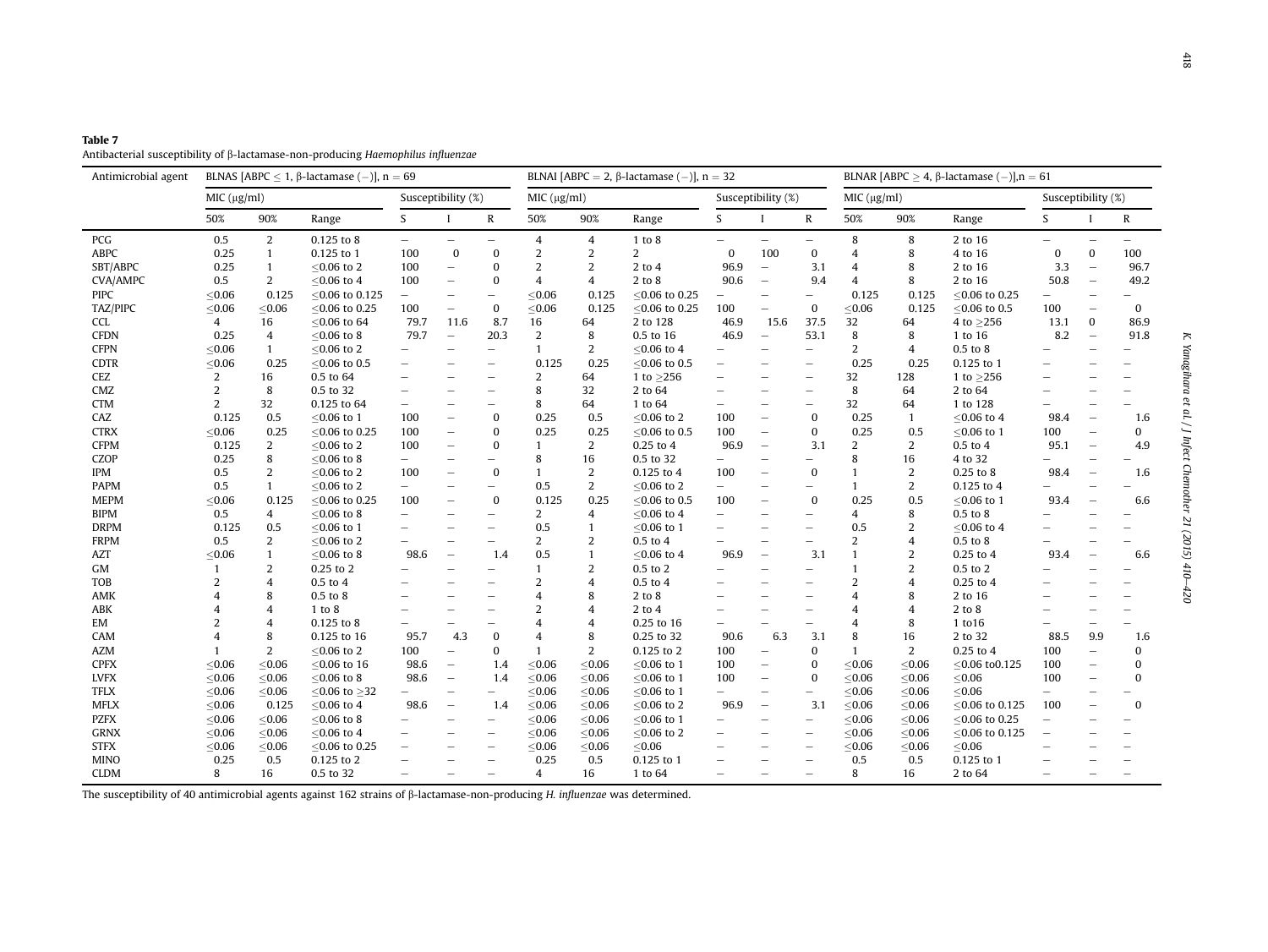**Table 7**
Antibacterial susceptibility of β-lactamase-non-producing *Haemophilus influenzae*

| Antimicrobial agent | BLNAS [ABPC ≤ 1, β-lactamase (−)], n = 69 | | | | | | BLNAI [ABPC = 2, β-lactamase (−)], n = 32 | | | | | | BLNAR [ABPC ≥ 4, β-lactamase (−)],n = 61 | | | | | |
|---|---|---|---|---|---|---|---|---|---|---|---|---|---|---|---|---|---|---|
| | MIC (μg/ml) | | | Susceptibility (%) | | | MIC (μg/ml) | | | Susceptibility (%) | | | MIC (μg/ml) | | | Susceptibility (%) | | |
| | 50% | 90% | Range | S | I | R | 50% | 90% | Range | S | I | R | 50% | 90% | Range | S | I | R |
| PCG | 0.5 | 2 | 0.125 to 8 | – | – | – | 4 | 4 | 1 to 8 | – | – | – | 8 | 8 | 2 to 16 | – | – | – |
| ABPC | 0.25 | 1 | 0.125 to 1 | 100 | 0 | 0 | 2 | 2 | 2 | 0 | 100 | 0 | 4 | 8 | 4 to 16 | 0 | 0 | 100 |
| SBT/ABPC | 0.25 | 1 | ≤0.06 to 2 | 100 | – | 0 | 2 | 2 | 2 to 4 | 96.9 | – | 3.1 | 4 | 8 | 2 to 16 | 3.3 | – | 96.7 |
| CVA/AMPC | 0.5 | 2 | ≤0.06 to 4 | 100 | – | 0 | 4 | 4 | 2 to 8 | 90.6 | – | 9.4 | 4 | 8 | 2 to 16 | 50.8 | – | 49.2 |
| PIPC | ≤0.06 | 0.125 | ≤0.06 to 0.125 | – | – | – | ≤0.06 | 0.125 | ≤0.06 to 0.25 | – | – | – | 0.125 | 0.125 | ≤0.06 to 0.25 | – | – | – |
| TAZ/PIPC | ≤0.06 | ≤0.06 | ≤0.06 to 0.25 | 100 | – | 0 | ≤0.06 | 0.125 | ≤0.06 to 0.25 | 100 | – | 0 | ≤0.06 | 0.125 | ≤0.06 to 0.5 | 100 | – | 0 |
| CCL | 4 | 16 | ≤0.06 to 64 | 79.7 | 11.6 | 8.7 | 16 | 64 | 2 to 128 | 46.9 | 15.6 | 37.5 | 32 | 64 | 4 to ≥256 | 13.1 | 0 | 86.9 |
| CFDN | 0.25 | 4 | ≤0.06 to 8 | 79.7 | – | 20.3 | 2 | 8 | 0.5 to 16 | 46.9 | – | 53.1 | 8 | 8 | 1 to 16 | 8.2 | – | 91.8 |
| CFPN | ≤0.06 | 1 | ≤0.06 to 2 | – | – | – | 1 | 2 | ≤0.06 to 4 | – | – | – | 2 | 4 | 0.5 to 8 | – | – | – |
| CDTR | ≤0.06 | 0.25 | ≤0.06 to 0.5 | – | – | – | 0.125 | 0.25 | ≤0.06 to 0.5 | – | – | – | 0.25 | 0.25 | 0.125 to 1 | – | – | – |
| CEZ | 2 | 16 | 0.5 to 64 | – | – | – | 2 | 64 | 1 to ≥256 | – | – | – | 32 | 128 | 1 to ≥256 | – | – | – |
| CMZ | 2 | 8 | 0.5 to 32 | – | – | – | 8 | 32 | 2 to 64 | – | – | – | 8 | 64 | 2 to 64 | – | – | – |
| CTM | 2 | 32 | 0.125 to 64 | – | – | – | 8 | 64 | 1 to 64 | – | – | – | 32 | 64 | 1 to 128 | – | – | – |
| CAZ | 0.125 | 0.5 | ≤0.06 to 1 | 100 | – | 0 | 0.25 | 0.5 | ≤0.06 to 2 | 100 | – | 0 | 0.25 | 1 | ≤0.06 to 4 | 98.4 | – | 1.6 |
| CTRX | ≤0.06 | 0.25 | ≤0.06 to 0.25 | 100 | – | 0 | 0.25 | 0.25 | ≤0.06 to 0.5 | 100 | – | 0 | 0.25 | 0.5 | ≤0.06 to 1 | 100 | – | 0 |
| CFPM | 0.125 | 2 | ≤0.06 to 2 | 100 | – | 0 | 1 | 2 | 0.25 to 4 | 96.9 | – | 3.1 | 2 | 2 | 0.5 to 4 | 95.1 | – | 4.9 |
| CZOP | 0.25 | 8 | ≤0.06 to 8 | – | – | – | 8 | 16 | 0.5 to 32 | – | – | – | 8 | 16 | 4 to 32 | – | – | – |
| IPM | 0.5 | 2 | ≤0.06 to 2 | 100 | – | 0 | 1 | 2 | 0.125 to 4 | 100 | – | 0 | 1 | 2 | 0.25 to 8 | 98.4 | – | 1.6 |
| PAPM | 0.5 | 1 | ≤0.06 to 2 | – | – | – | 0.5 | 2 | ≤0.06 to 2 | – | – | – | 1 | 2 | 0.125 to 4 | – | – | – |
| MEPM | ≤0.06 | 0.125 | ≤0.06 to 0.25 | 100 | – | 0 | 0.125 | 0.25 | ≤0.06 to 0.5 | 100 | – | 0 | 0.25 | 0.5 | ≤0.06 to 1 | 93.4 | – | 6.6 |
| BIPM | 0.5 | 4 | ≤0.06 to 8 | – | – | – | 2 | 4 | ≤0.06 to 4 | – | – | – | 4 | 8 | 0.5 to 8 | – | – | – |
| DRPM | 0.125 | 0.5 | ≤0.06 to 1 | – | – | – | 0.5 | 1 | ≤0.06 to 1 | – | – | – | 0.5 | 2 | ≤0.06 to 4 | – | – | – |
| FRPM | 0.5 | 2 | ≤0.06 to 2 | – | – | – | 2 | 2 | 0.5 to 4 | – | – | – | 2 | 4 | 0.5 to 8 | – | – | – |
| AZT | ≤0.06 | 1 | ≤0.06 to 8 | 98.6 | – | 1.4 | 0.5 | 1 | ≤0.06 to 4 | 96.9 | – | 3.1 | 1 | 2 | 0.25 to 4 | 93.4 | – | 6.6 |
| GM | 1 | 2 | 0.25 to 2 | – | – | – | 1 | 2 | 0.5 to 2 | – | – | – | 1 | 2 | 0.5 to 2 | – | – | – |
| TOB | 2 | 4 | 0.5 to 4 | – | – | – | 2 | 4 | 0.5 to 4 | – | – | – | 2 | 4 | 0.25 to 4 | – | – | – |
| AMK | 4 | 8 | 0.5 to 8 | – | – | – | 4 | 8 | 2 to 8 | – | – | – | 4 | 8 | 2 to 16 | – | – | – |
| ABK | 4 | 4 | 1 to 8 | – | – | – | 2 | 4 | 2 to 4 | – | – | – | 4 | 4 | 2 to 8 | – | – | – |
| EM | 2 | 4 | 0.125 to 8 | – | – | – | 4 | 4 | 0.25 to 16 | – | – | – | 4 | 8 | 1 to16 | – | – | – |
| CAM | 4 | 8 | 0.125 to 16 | 95.7 | 4.3 | 0 | 4 | 8 | 0.25 to 32 | 90.6 | 6.3 | 3.1 | 8 | 16 | 2 to 32 | 88.5 | 9.9 | 1.6 |
| AZM | 1 | 2 | ≤0.06 to 2 | 100 | – | 0 | 1 | 2 | 0.125 to 2 | 100 | – | 0 | 1 | 2 | 0.25 to 4 | 100 | – | 0 |
| CPFX | ≤0.06 | ≤0.06 | ≤0.06 to 16 | 98.6 | – | 1.4 | ≤0.06 | ≤0.06 | ≤0.06 to 1 | 100 | – | 0 | ≤0.06 | ≤0.06 | ≤0.06 to0.125 | 100 | – | 0 |
| LVFX | ≤0.06 | ≤0.06 | ≤0.06 to 8 | 98.6 | – | 1.4 | ≤0.06 | ≤0.06 | ≤0.06 to 1 | 100 | – | 0 | ≤0.06 | ≤0.06 | ≤0.06 | 100 | – | 0 |
| TFLX | ≤0.06 | ≤0.06 | ≤0.06 to ≥32 | – | – | – | ≤0.06 | ≤0.06 | ≤0.06 to 1 | – | – | – | ≤0.06 | ≤0.06 | ≤0.06 | – | – | – |
| MFLX | ≤0.06 | 0.125 | ≤0.06 to 4 | 98.6 | – | 1.4 | ≤0.06 | ≤0.06 | ≤0.06 to 2 | 96.9 | – | 3.1 | ≤0.06 | ≤0.06 | ≤0.06 to 0.125 | 100 | – | 0 |
| PZFX | ≤0.06 | ≤0.06 | ≤0.06 to 8 | – | – | – | ≤0.06 | ≤0.06 | ≤0.06 to 1 | – | – | – | ≤0.06 | ≤0.06 | ≤0.06 to 0.25 | – | – | – |
| GRNX | ≤0.06 | ≤0.06 | ≤0.06 to 4 | – | – | – | ≤0.06 | ≤0.06 | ≤0.06 to 2 | – | – | – | ≤0.06 | ≤0.06 | ≤0.06 to 0.125 | – | – | – |
| STFX | ≤0.06 | ≤0.06 | ≤0.06 to 0.25 | – | – | – | ≤0.06 | ≤0.06 | ≤0.06 | – | – | – | ≤0.06 | ≤0.06 | ≤0.06 | – | – | – |
| MINO | 0.25 | 0.5 | 0.125 to 2 | – | – | – | 0.25 | 0.5 | 0.125 to 1 | – | – | – | 0.5 | 0.5 | 0.125 to 1 | – | – | – |
| CLDM | 8 | 16 | 0.5 to 32 | – | – | – | 4 | 16 | 1 to 64 | – | – | – | 8 | 16 | 2 to 64 | – | – | – |

The susceptibility of 40 antimicrobial agents against 162 strains of β-lactamase-non-producing *H. influenzae* was determined.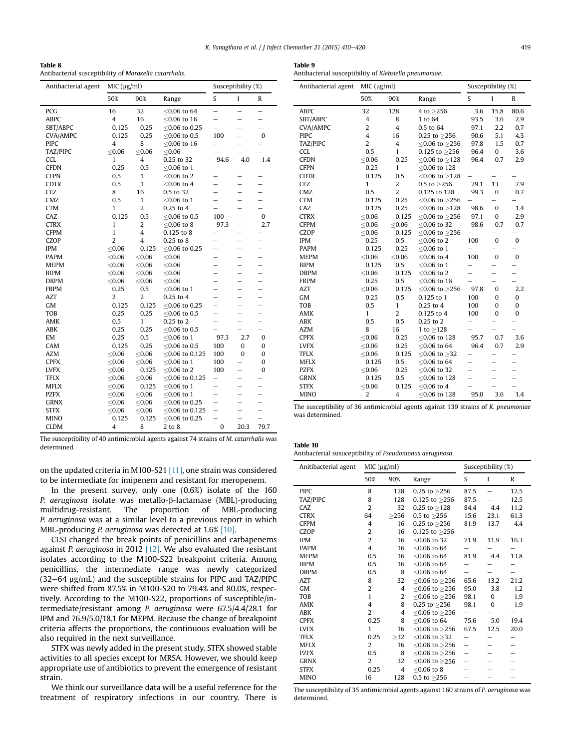**Table 8**
Antibacterial susceptibility of *Moraxella catarrhalis*.

| Antibacterial agent | MIC (μg/ml) | | | Susceptibility (%) | | |
|---|---|---|---|---|---|---|
| | 50% | 90% | Range | S | I | R |
| PCG | 16 | 32 | ≤0.06 to 64 | – | – | – |
| ABPC | 4 | 16 | ≤0.06 to 16 | – | – | – |
| SBT/ABPC | 0.125 | 0.25 | ≤0.06 to 0.25 | – | – | – |
| CVA/AMPC | 0.125 | 0.25 | ≤0.06 to 0.5 | 100 | – | 0 |
| PIPC | 4 | 8 | ≤0.06 to 16 | – | – | – |
| TAZ/PIPC | ≤0.06 | ≤0.06 | ≤0.06 | – | – | – |
| CCL | 1 | 4 | 0.25 to 32 | 94.6 | 4.0 | 1.4 |
| CFDN | 0.25 | 0.5 | ≤0.06 to 1 | – | – | – |
| CFPN | 0.5 | 1 | ≤0.06 to 2 | – | – | – |
| CDTR | 0.5 | 1 | ≤0.06 to 4 | – | – | – |
| CEZ | 8 | 16 | 0.5 to 32 | – | – | – |
| CMZ | 0.5 | 1 | ≤0.06 to 1 | – | – | – |
| CTM | 1 | 2 | 0.25 to 4 | – | – | – |
| CAZ | 0.125 | 0.5 | ≤0.06 to 0.5 | 100 | – | 0 |
| CTRX | 1 | 2 | ≤0.06 to 8 | 97.3 | – | 2.7 |
| CFPM | 1 | 4 | 0.125 to 8 | – | – | – |
| CZOP | 2 | 4 | 0.25 to 8 | – | – | – |
| IPM | ≤0.06 | 0.125 | ≤0.06 to 0.25 | – | – | – |
| PAPM | ≤0.06 | ≤0.06 | ≤0.06 | – | – | – |
| MEPM | ≤0.06 | ≤0.06 | ≤0.06 | – | – | – |
| BIPM | ≤0.06 | ≤0.06 | ≤0.06 | – | – | – |
| DRPM | ≤0.06 | ≤0.06 | ≤0.06 | – | – | – |
| FRPM | 0.25 | 0.5 | ≤0.06 to 1 | – | – | – |
| AZT | 2 | 2 | 0.25 to 4 | – | – | – |
| GM | 0.125 | 0.125 | ≤0.06 to 0.25 | – | – | – |
| TOB | 0.25 | 0.25 | ≤0.06 to 0.5 | – | – | – |
| AMK | 0.5 | 1 | 0.25 to 2 | – | – | – |
| ABK | 0.25 | 0.25 | ≤0.06 to 0.5 | – | – | – |
| EM | 0.25 | 0.5 | ≤0.06 to 1 | 97.3 | 2.7 | 0 |
| CAM | 0.125 | 0.25 | ≤0.06 to 0.5 | 100 | 0 | 0 |
| AZM | ≤0.06 | ≤0.06 | ≤0.06 to 0.125 | 100 | 0 | 0 |
| CPFX | ≤0.06 | ≤0.06 | ≤0.06 to 1 | 100 | – | 0 |
| LVFX | ≤0.06 | 0.125 | ≤0.06 to 2 | 100 | – | 0 |
| TFLX | ≤0.06 | ≤0.06 | ≤0.06 to 0.125 | – | – | – |
| MFLX | ≤0.06 | 0.125 | ≤0.06 to 1 | – | – | – |
| PZFX | ≤0.06 | ≤0.06 | ≤0.06 to 1 | – | – | – |
| GRNX | ≤0.06 | ≤0.06 | ≤0.06 to 0.25 | – | – | – |
| STFX | ≤0.06 | ≤0.06 | ≤0.06 to 0.125 | – | – | – |
| MINO | 0.125 | 0.125 | ≤0.06 to 0.25 | – | – | – |
| CLDM | 4 | 8 | 2 to 8 | 0 | 20.3 | 79.7 |

The susceptibility of 40 antimicrobial agents against 74 strains of *M. catarrhalis* was determined.

on the updated criteria in M100-S21 [11], one strain was considered to be intermediate for imipenem and resistant for meropenem.

In the present survey, only one (0.6%) isolate of the 160 *P. aeruginosa* isolate was metallo-β-lactamase (MBL)-producing multidrug-resistant. The proportion of MBL-producing *P. aeruginosa* was at a similar level to a previous report in which MBL-producing *P. aeruginosa* was detected at 1.6% [10].

CLSI changed the break points of penicillins and carbapenems against *P. aeruginosa* in 2012 [12]. We also evaluated the resistant isolates according to the M100-S22 breakpoint criteria. Among penicillins, the intermediate range was newly categorized (32–64 μg/mL) and the susceptible strains for PIPC and TAZ/PIPC were shifted from 87.5% in M100-S20 to 79.4% and 80.0%, respectively. According to the M100-S22, proportions of susceptible/intermediate/resistant among *P. aeruginosa* were 67.5/4.4/28.1 for IPM and 76.9/5.0/18.1 for MEPM. Because the change of breakpoint criteria affects the proportions, the continuous evaluation will be also required in the next surveillance.

STFX was newly added in the present study. STFX showed stable activities to all species except for MRSA. However, we should keep appropriate use of antibiotics to prevent the emergence of resistant strain.

We think our surveillance data will be a useful reference for the treatment of respiratory infections in our country. There is

**Table 9**
Antibacterial susceptibility of *Klebsiella pneumoniae*.

| Antibacterial agent | MIC (μg/ml) | | | Susceptibility (%) | | |
|---|---|---|---|---|---|---|
| | 50% | 90% | Range | S | I | R |
| ABPC | 32 | 128 | 4 to ≥256 | 3.6 | 15.8 | 80.6 |
| SBT/ABPC | 4 | 8 | 1 to 64 | 93.5 | 3.6 | 2.9 |
| CVA/AMPC | 2 | 4 | 0.5 to 64 | 97.1 | 2.2 | 0.7 |
| PIPC | 4 | 16 | 0.25 to ≥256 | 90.6 | 5.1 | 4.3 |
| TAZ/PIPC | 2 | 4 | ≤0.06 to ≥256 | 97.8 | 1.5 | 0.7 |
| CCL | 0.5 | 1 | 0.125 to ≥256 | 96.4 | 0 | 3.6 |
| CFDN | ≤0.06 | 0.25 | ≤0.06 to ≥128 | 96.4 | 0.7 | 2.9 |
| CFPN | 0.25 | 1 | ≤0.06 to 128 | – | – | – |
| CDTR | 0.125 | 0.5 | ≤0.06 to ≥128 | – | – | – |
| CEZ | 1 | 2 | 0.5 to ≥256 | 79.1 | 13 | 7.9 |
| CMZ | 0.5 | 2 | 0.125 to 128 | 99.3 | 0 | 0.7 |
| CTM | 0.125 | 0.25 | ≤0.06 to ≥256 | – | – | – |
| CAZ | 0.125 | 0.25 | ≤0.06 to ≥128 | 98.6 | 0 | 1.4 |
| CTRX | ≤0.06 | 0.125 | ≤0.06 to ≥256 | 97.1 | 0 | 2.9 |
| CFPM | ≤0.06 | ≤0.06 | ≤0.06 to 32 | 98.6 | 0.7 | 0.7 |
| CZOP | ≤0.06 | 0.125 | ≤0.06 to ≥256 | – | – | – |
| IPM | 0.25 | 0.5 | ≤0.06 to 2 | 100 | 0 | 0 |
| PAPM | 0.125 | 0.25 | ≤0.06 to 1 | – | – | – |
| MEPM | ≤0.06 | ≤0.06 | ≤0.06 to 4 | 100 | 0 | 0 |
| BIPM | 0.125 | 0.5 | ≤0.06 to 1 | – | – | – |
| DRPM | ≤0.06 | 0.125 | ≤0.06 to 2 | – | – | – |
| FRPM | 0.25 | 0.5 | ≤0.06 to 16 | – | – | – |
| AZT | ≤0.06 | 0.125 | ≤0.06 to ≥256 | 97.8 | 0 | 2.2 |
| GM | 0.25 | 0.5 | 0.125 to 1 | 100 | 0 | 0 |
| TOB | 0.5 | 1 | 0.25 to 4 | 100 | 0 | 0 |
| AMK | 1 | 2 | 0.125 to 4 | 100 | 0 | 0 |
| ABK | 0.5 | 0.5 | 0.25 to 2 | – | – | – |
| AZM | 8 | 16 | 1 to ≥128 | – | – | – |
| CPFX | ≤0.06 | 0.25 | ≤0.06 to 128 | 95.7 | 0.7 | 3.6 |
| LVFX | ≤0.06 | 0.25 | ≤0.06 to 64 | 96.4 | 0.7 | 2.9 |
| TFLX | ≤0.06 | 0.125 | ≤0.06 to ≥32 | – | – | – |
| MFLX | 0.125 | 0.5 | ≤0.06 to 64 | – | – | – |
| PZFX | ≤0.06 | 0.25 | ≤0.06 to 32 | – | – | – |
| GRNX | 0.125 | 0.5 | ≤0.06 to 128 | – | – | – |
| STFX | ≤0.06 | 0.125 | ≤0.06 to 4 | – | – | – |
| MINO | 2 | 4 | ≤0.06 to 128 | 95.0 | 3.6 | 1.4 |

The susceptibility of 36 antimicrobial agents against 139 strains of *K. pneumoniae* was determined.

**Table 10**
Antibacterial susuceptibility of *Pseudomonas aeruginosa*.

| Anitibacterial agent | MIC (μg/ml) | | | Susceptibility (%) | | |
|---|---|---|---|---|---|---|
| | 50% | 90% | Range | S | I | R |
| PIPC | 8 | 128 | 0.25 to ≥256 | 87.5 | – | 12.5 |
| TAZ/PIPC | 8 | 128 | 0.125 to ≥256 | 87.5 | – | 12.5 |
| CAZ | 2 | 32 | 0.25 to ≥128 | 84.4 | 4.4 | 11.2 |
| CTRX | 64 | ≥256 | 0.5 to ≥256 | 15.6 | 23.1 | 61.3 |
| CFPM | 4 | 16 | 0.25 to ≥256 | 81.9 | 13.7 | 4.4 |
| CZOP | 2 | 16 | 0.125 to ≥256 | – | – | – |
| IPM | 2 | 16 | ≤0.06 to 32 | 71.9 | 11.9 | 16.3 |
| PAPM | 4 | 16 | ≤0.06 to 64 | – | – | – |
| MEPM | 0.5 | 16 | ≤0.06 to 64 | 81.9 | 4.4 | 13.8 |
| BIPM | 0.5 | 16 | ≤0.06 to 64 | – | – | – |
| DRPM | 0.5 | 8 | ≤0.06 to 64 | – | – | – |
| AZT | 8 | 32 | ≤0.06 to ≥256 | 65.6 | 13.2 | 21.2 |
| GM | 2 | 4 | ≤0.06 to ≥256 | 95.0 | 3.8 | 1.2 |
| TOB | 1 | 2 | ≤0.06 to ≥256 | 98.1 | 0 | 1.9 |
| AMK | 4 | 8 | 0.25 to ≥256 | 98.1 | 0 | 1.9 |
| ABK | 2 | 4 | ≤0.06 to ≥256 | – | – | – |
| CPFX | 0.25 | 8 | ≤0.06 to 64 | 75.6 | 5.0 | 19.4 |
| LVFX | 1 | 16 | ≤0.06 to ≥256 | 67.5 | 12.5 | 20.0 |
| TFLX | 0.25 | ≥32 | ≤0.06 to ≥32 | – | – | – |
| MFLX | 2 | 16 | ≤0.06 to ≥256 | – | – | – |
| PZFX | 0.5 | 8 | ≤0.06 to ≥256 | – | – | – |
| GRNX | 2 | 32 | ≤0.06 to ≥256 | – | – | – |
| STFX | 0.25 | 4 | ≤0.06 to 8 | – | – | – |
| MINO | 16 | 128 | 0.5 to ≥256 | – | – | – |

The susceptibility of 35 antimicrobial agents against 160 strains of *P. aeruginosa* was determined.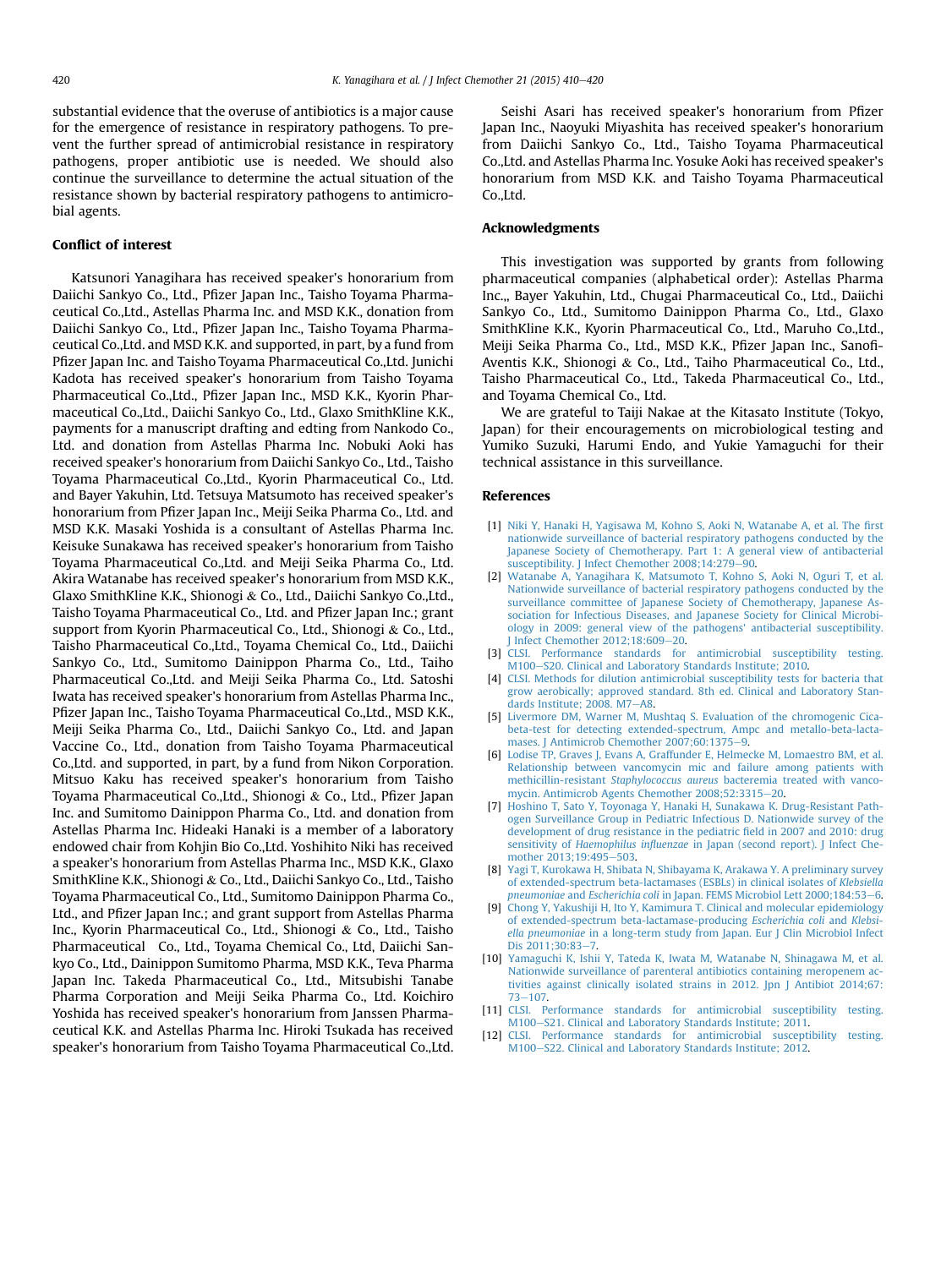substantial evidence that the overuse of antibiotics is a major cause for the emergence of resistance in respiratory pathogens. To prevent the further spread of antimicrobial resistance in respiratory pathogens, proper antibiotic use is needed. We should also continue the surveillance to determine the actual situation of the resistance shown by bacterial respiratory pathogens to antimicrobial agents.

## Conflict of interest

Katsunori Yanagihara has received speaker's honorarium from Daiichi Sankyo Co., Ltd., Pfizer Japan Inc., Taisho Toyama Pharmaceutical Co.,Ltd., Astellas Pharma Inc. and MSD K.K., donation from Daiichi Sankyo Co., Ltd., Pfizer Japan Inc., Taisho Toyama Pharmaceutical Co.,Ltd. and MSD K.K. and supported, in part, by a fund from Pfizer Japan Inc. and Taisho Toyama Pharmaceutical Co.,Ltd. Junichi Kadota has received speaker's honorarium from Taisho Toyama Pharmaceutical Co.,Ltd., Pfizer Japan Inc., MSD K.K., Kyorin Pharmaceutical Co.,Ltd., Daiichi Sankyo Co., Ltd., Glaxo SmithKline K.K., payments for a manuscript drafting and edting from Nankodo Co., Ltd. and donation from Astellas Pharma Inc. Nobuki Aoki has received speaker's honorarium from Daiichi Sankyo Co., Ltd., Taisho Toyama Pharmaceutical Co.,Ltd., Kyorin Pharmaceutical Co., Ltd. and Bayer Yakuhin, Ltd. Tetsuya Matsumoto has received speaker's honorarium from Pfizer Japan Inc., Meiji Seika Pharma Co., Ltd. and MSD K.K. Masaki Yoshida is a consultant of Astellas Pharma Inc. Keisuke Sunakawa has received speaker's honorarium from Taisho Toyama Pharmaceutical Co.,Ltd. and Meiji Seika Pharma Co., Ltd. Akira Watanabe has received speaker's honorarium from MSD K.K., Glaxo SmithKline K.K., Shionogi & Co., Ltd., Daiichi Sankyo Co.,Ltd., Taisho Toyama Pharmaceutical Co., Ltd. and Pfizer Japan Inc.; grant support from Kyorin Pharmaceutical Co., Ltd., Shionogi & Co., Ltd., Taisho Pharmaceutical Co.,Ltd., Toyama Chemical Co., Ltd., Daiichi Sankyo Co., Ltd., Sumitomo Dainippon Pharma Co., Ltd., Taiho Pharmaceutical Co.,Ltd. and Meiji Seika Pharma Co., Ltd. Satoshi Iwata has received speaker's honorarium from Astellas Pharma Inc., Pfizer Japan Inc., Taisho Toyama Pharmaceutical Co.,Ltd., MSD K.K., Meiji Seika Pharma Co., Ltd., Daiichi Sankyo Co., Ltd. and Japan Vaccine Co., Ltd., donation from Taisho Toyama Pharmaceutical Co.,Ltd. and supported, in part, by a fund from Nikon Corporation. Mitsuo Kaku has received speaker's honorarium from Taisho Toyama Pharmaceutical Co.,Ltd., Shionogi & Co., Ltd., Pfizer Japan Inc. and Sumitomo Dainippon Pharma Co., Ltd. and donation from Astellas Pharma Inc. Hideaki Hanaki is a member of a laboratory endowed chair from Kohjin Bio Co.,Ltd. Yoshihito Niki has received a speaker's honorarium from Astellas Pharma Inc., MSD K.K., Glaxo SmithKline K.K., Shionogi & Co., Ltd., Daiichi Sankyo Co., Ltd., Taisho Toyama Pharmaceutical Co., Ltd., Sumitomo Dainippon Pharma Co., Ltd., and Pfizer Japan Inc.; and grant support from Astellas Pharma Inc., Kyorin Pharmaceutical Co., Ltd., Shionogi & Co., Ltd., Taisho Pharmaceutical Co., Ltd., Toyama Chemical Co., Ltd, Daiichi Sankyo Co., Ltd., Dainippon Sumitomo Pharma, MSD K.K., Teva Pharma Japan Inc. Takeda Pharmaceutical Co., Ltd., Mitsubishi Tanabe Pharma Corporation and Meiji Seika Pharma Co., Ltd. Koichiro Yoshida has received speaker's honorarium from Janssen Pharmaceutical K.K. and Astellas Pharma Inc. Hiroki Tsukada has received speaker's honorarium from Taisho Toyama Pharmaceutical Co.,Ltd. Seishi Asari has received speaker's honorarium from Pfizer Japan Inc., Naoyuki Miyashita has received speaker's honorarium from Daiichi Sankyo Co., Ltd., Taisho Toyama Pharmaceutical Co.,Ltd. and Astellas Pharma Inc. Yosuke Aoki has received speaker's honorarium from MSD K.K. and Taisho Toyama Pharmaceutical Co.,Ltd.

## Acknowledgments

This investigation was supported by grants from following pharmaceutical companies (alphabetical order): Astellas Pharma Inc.,, Bayer Yakuhin, Ltd., Chugai Pharmaceutical Co., Ltd., Daiichi Sankyo Co., Ltd., Sumitomo Dainippon Pharma Co., Ltd., Glaxo SmithKline K.K., Kyorin Pharmaceutical Co., Ltd., Maruho Co.,Ltd., Meiji Seika Pharma Co., Ltd., MSD K.K., Pfizer Japan Inc., Sanofi-Aventis K.K., Shionogi & Co., Ltd., Taiho Pharmaceutical Co., Ltd., Taisho Pharmaceutical Co., Ltd., Takeda Pharmaceutical Co., Ltd., and Toyama Chemical Co., Ltd.

We are grateful to Taiji Nakae at the Kitasato Institute (Tokyo, Japan) for their encouragements on microbiological testing and Yumiko Suzuki, Harumi Endo, and Yukie Yamaguchi for their technical assistance in this surveillance.

## References

[1] Niki Y, Hanaki H, Yagisawa M, Kohno S, Aoki N, Watanabe A, et al. The first nationwide surveillance of bacterial respiratory pathogens conducted by the Japanese Society of Chemotherapy. Part 1: A general view of antibacterial susceptibility. J Infect Chemother 2008;14:279–90.

[2] Watanabe A, Yanagihara K, Matsumoto T, Kohno S, Aoki N, Oguri T, et al. Nationwide surveillance of bacterial respiratory pathogens conducted by the surveillance committee of Japanese Society of Chemotherapy, Japanese Association for Infectious Diseases, and Japanese Society for Clinical Microbiology in 2009: general view of the pathogens' antibacterial susceptibility. J Infect Chemother 2012;18:609–20.

[3] CLSI. Performance standards for antimicrobial susceptibility testing. M100–S20. Clinical and Laboratory Standards Institute; 2010.

[4] CLSI. Methods for dilution antimicrobial susceptibility tests for bacteria that grow aerobically; approved standard. 8th ed. Clinical and Laboratory Standards Institute; 2008. M7–A8.

[5] Livermore DM, Warner M, Mushtaq S. Evaluation of the chromogenic Cica-beta-test for detecting extended-spectrum, Ampc and metallo-beta-lactamases. J Antimicrob Chemother 2007;60:1375–9.

[6] Lodise TP, Graves J, Evans A, Graffunder E, Helmecke M, Lomaestro BM, et al. Relationship between vancomycin mic and failure among patients with methicillin-resistant *Staphylococcus aureus* bacteremia treated with vancomycin. Antimicrob Agents Chemother 2008;52:3315–20.

[7] Hoshino T, Sato Y, Toyonaga Y, Hanaki H, Sunakawa K. Drug-Resistant Pathogen Surveillance Group in Pediatric Infectious D. Nationwide survey of the development of drug resistance in the pediatric field in 2007 and 2010: drug sensitivity of *Haemophilus influenzae* in Japan (second report). J Infect Chemother 2013;19:495–503.

[8] Yagi T, Kurokawa H, Shibata N, Shibayama K, Arakawa Y. A preliminary survey of extended-spectrum beta-lactamases (ESBLs) in clinical isolates of *Klebsiella pneumoniae* and *Escherichia coli* in Japan. FEMS Microbiol Lett 2000;184:53–6.

[9] Chong Y, Yakushiji H, Ito Y, Kamimura T. Clinical and molecular epidemiology of extended-spectrum beta-lactamase-producing *Escherichia coli* and *Klebsiella pneumoniae* in a long-term study from Japan. Eur J Clin Microbiol Infect Dis 2011;30:83–7.

[10] Yamaguchi K, Ishii Y, Tateda K, Iwata M, Watanabe N, Shinagawa M, et al. Nationwide surveillance of parenteral antibiotics containing meropenem activities against clinically isolated strains in 2012. Jpn J Antibiot 2014;67:73–107.

[11] CLSI. Performance standards for antimicrobial susceptibility testing. M100–S21. Clinical and Laboratory Standards Institute; 2011.

[12] CLSI. Performance standards for antimicrobial susceptibility testing. M100–S22. Clinical and Laboratory Standards Institute; 2012.